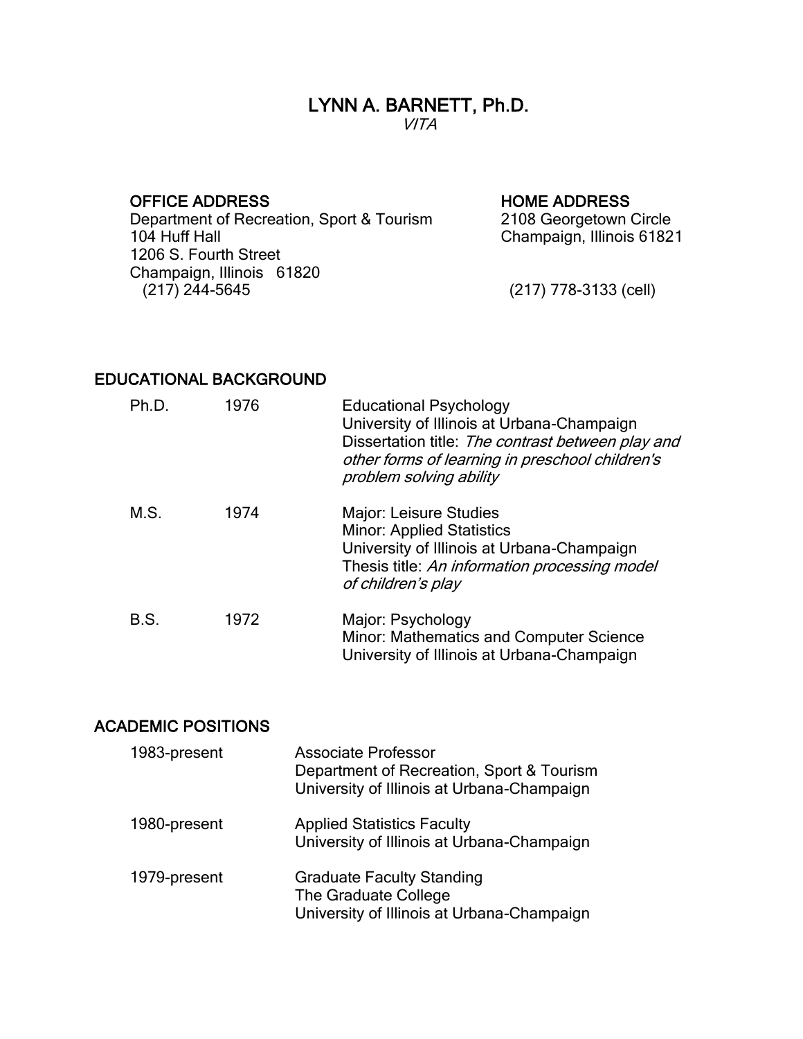# LYNN A. BARNETT, Ph.D.

*VITA*

**OFFICE ADDRESS**
Department of Recreation, Sport & Tourism
104 Huff Hall
1206 S. Fourth Street
Champaign, Illinois 61820
(217) 244-5645

**HOME ADDRESS**
2108 Georgetown Circle
Champaign, Illinois 61821
(217) 778-3133 (cell)

## EDUCATIONAL BACKGROUND

| | | |
|---|---|---|
| Ph.D. | 1976 | Educational Psychology<br>University of Illinois at Urbana-Champaign<br>Dissertation title: *The contrast between play and other forms of learning in preschool children's problem solving ability* |
| M.S. | 1974 | Major: Leisure Studies<br>Minor: Applied Statistics<br>University of Illinois at Urbana-Champaign<br>Thesis title: *An information processing model of children's play* |
| B.S. | 1972 | Major: Psychology<br>Minor: Mathematics and Computer Science<br>University of Illinois at Urbana-Champaign |

## ACADEMIC POSITIONS

| | |
|---|---|
| 1983-present | Associate Professor<br>Department of Recreation, Sport & Tourism<br>University of Illinois at Urbana-Champaign |
| 1980-present | Applied Statistics Faculty<br>University of Illinois at Urbana-Champaign |
| 1979-present | Graduate Faculty Standing<br>The Graduate College<br>University of Illinois at Urbana-Champaign |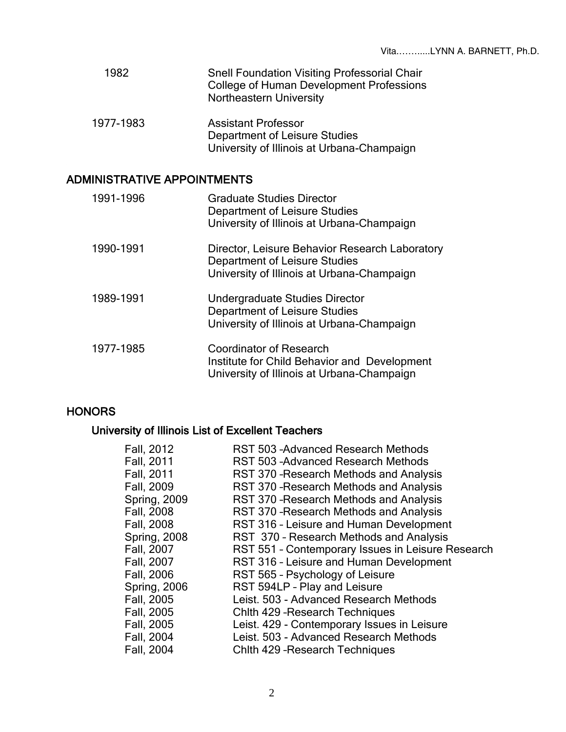| | |
|---|---|
| 1982 | Snell Foundation Visiting Professorial Chair<br>College of Human Development Professions<br>Northeastern University |
| 1977-1983 | Assistant Professor<br>Department of Leisure Studies<br>University of Illinois at Urbana-Champaign |

## ADMINISTRATIVE APPOINTMENTS

| | |
|---|---|
| 1991-1996 | Graduate Studies Director<br>Department of Leisure Studies<br>University of Illinois at Urbana-Champaign |
| 1990-1991 | Director, Leisure Behavior Research Laboratory<br>Department of Leisure Studies<br>University of Illinois at Urbana-Champaign |
| 1989-1991 | Undergraduate Studies Director<br>Department of Leisure Studies<br>University of Illinois at Urbana-Champaign |
| 1977-1985 | Coordinator of Research<br>Institute for Child Behavior and Development<br>University of Illinois at Urbana-Champaign |

## HONORS

### University of Illinois List of Excellent Teachers

| | |
|---|---|
| Fall, 2012 | RST 503 –Advanced Research Methods |
| Fall, 2011 | RST 503 –Advanced Research Methods |
| Fall, 2011 | RST 370 –Research Methods and Analysis |
| Fall, 2009 | RST 370 –Research Methods and Analysis |
| Spring, 2009 | RST 370 –Research Methods and Analysis |
| Fall, 2008 | RST 370 –Research Methods and Analysis |
| Fall, 2008 | RST 316 – Leisure and Human Development |
| Spring, 2008 | RST 370 – Research Methods and Analysis |
| Fall, 2007 | RST 551 – Contemporary Issues in Leisure Research |
| Fall, 2007 | RST 316 – Leisure and Human Development |
| Fall, 2006 | RST 565 – Psychology of Leisure |
| Spring, 2006 | RST 594LP – Play and Leisure |
| Fall, 2005 | Leist. 503 - Advanced Research Methods |
| Fall, 2005 | Chlth 429 –Research Techniques |
| Fall, 2005 | Leist. 429 - Contemporary Issues in Leisure |
| Fall, 2004 | Leist. 503 - Advanced Research Methods |
| Fall, 2004 | Chlth 429 –Research Techniques |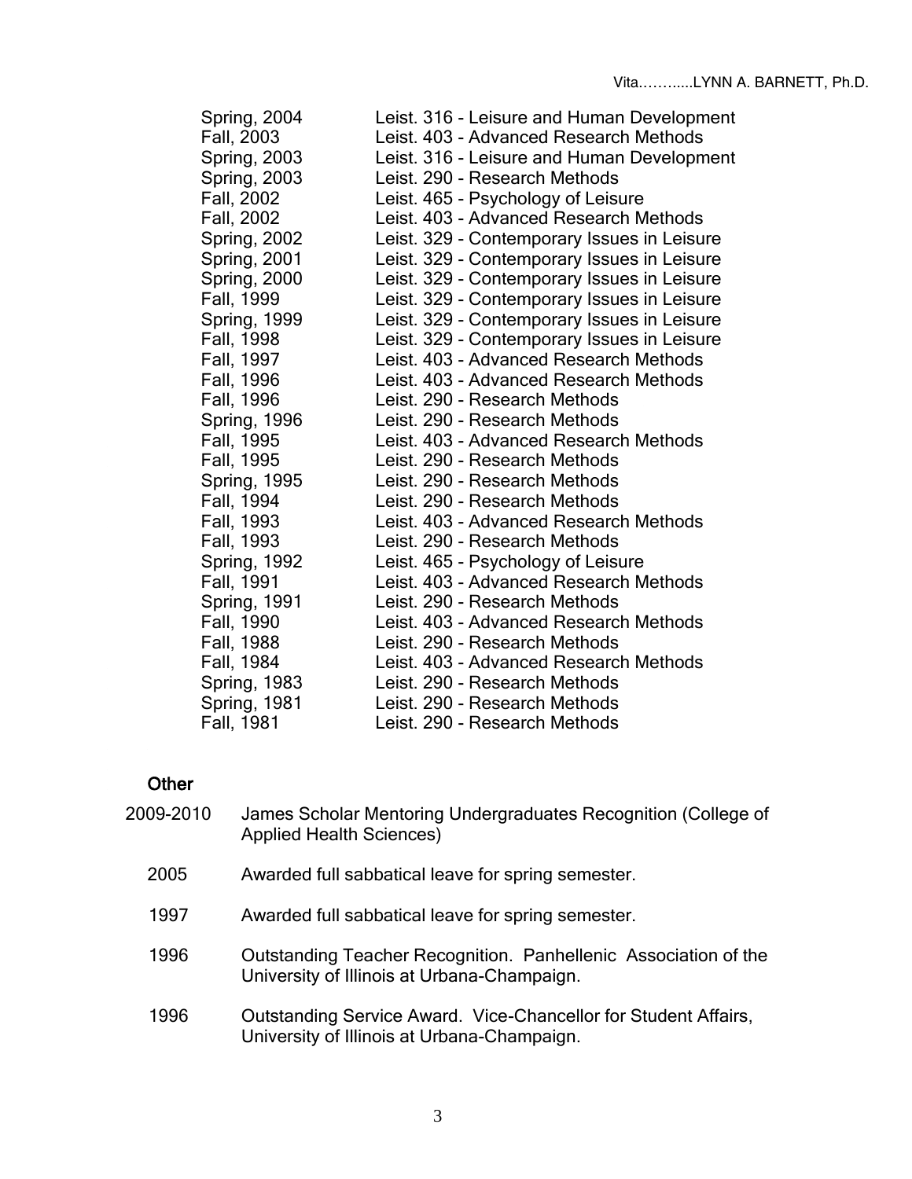| | |
|---|---|
| Spring, 2004 | Leist. 316 - Leisure and Human Development |
| Fall, 2003 | Leist. 403 - Advanced Research Methods |
| Spring, 2003 | Leist. 316 - Leisure and Human Development |
| Spring, 2003 | Leist. 290 - Research Methods |
| Fall, 2002 | Leist. 465 - Psychology of Leisure |
| Fall, 2002 | Leist. 403 - Advanced Research Methods |
| Spring, 2002 | Leist. 329 - Contemporary Issues in Leisure |
| Spring, 2001 | Leist. 329 - Contemporary Issues in Leisure |
| Spring, 2000 | Leist. 329 - Contemporary Issues in Leisure |
| Fall, 1999 | Leist. 329 - Contemporary Issues in Leisure |
| Spring, 1999 | Leist. 329 - Contemporary Issues in Leisure |
| Fall, 1998 | Leist. 329 - Contemporary Issues in Leisure |
| Fall, 1997 | Leist. 403 - Advanced Research Methods |
| Fall, 1996 | Leist. 403 - Advanced Research Methods |
| Fall, 1996 | Leist. 290 - Research Methods |
| Spring, 1996 | Leist. 290 - Research Methods |
| Fall, 1995 | Leist. 403 - Advanced Research Methods |
| Fall, 1995 | Leist. 290 - Research Methods |
| Spring, 1995 | Leist. 290 - Research Methods |
| Fall, 1994 | Leist. 290 - Research Methods |
| Fall, 1993 | Leist. 403 - Advanced Research Methods |
| Fall, 1993 | Leist. 290 - Research Methods |
| Spring, 1992 | Leist. 465 - Psychology of Leisure |
| Fall, 1991 | Leist. 403 - Advanced Research Methods |
| Spring, 1991 | Leist. 290 - Research Methods |
| Fall, 1990 | Leist. 403 - Advanced Research Methods |
| Fall, 1988 | Leist. 290 - Research Methods |
| Fall, 1984 | Leist. 403 - Advanced Research Methods |
| Spring, 1983 | Leist. 290 - Research Methods |
| Spring, 1981 | Leist. 290 - Research Methods |
| Fall, 1981 | Leist. 290 - Research Methods |

### Other

| | |
|---|---|
| 2009-2010 | James Scholar Mentoring Undergraduates Recognition (College of Applied Health Sciences) |
| 2005 | Awarded full sabbatical leave for spring semester. |
| 1997 | Awarded full sabbatical leave for spring semester. |
| 1996 | Outstanding Teacher Recognition. Panhellenic Association of the University of Illinois at Urbana-Champaign. |
| 1996 | Outstanding Service Award. Vice-Chancellor for Student Affairs, University of Illinois at Urbana-Champaign. |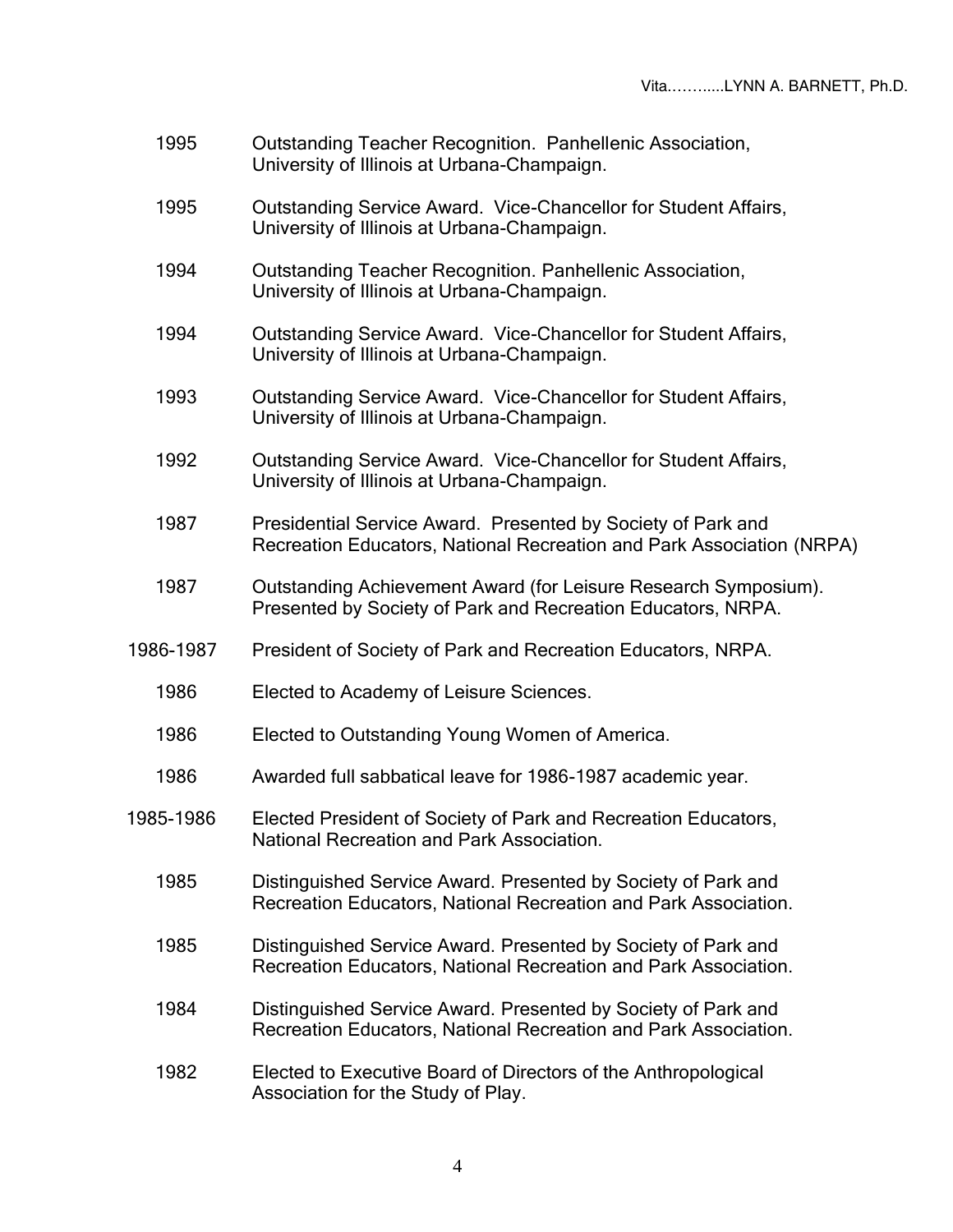| | |
|---|---|
| 1995 | Outstanding Teacher Recognition. Panhellenic Association, University of Illinois at Urbana-Champaign. |
| 1995 | Outstanding Service Award. Vice-Chancellor for Student Affairs, University of Illinois at Urbana-Champaign. |
| 1994 | Outstanding Teacher Recognition. Panhellenic Association, University of Illinois at Urbana-Champaign. |
| 1994 | Outstanding Service Award. Vice-Chancellor for Student Affairs, University of Illinois at Urbana-Champaign. |
| 1993 | Outstanding Service Award. Vice-Chancellor for Student Affairs, University of Illinois at Urbana-Champaign. |
| 1992 | Outstanding Service Award. Vice-Chancellor for Student Affairs, University of Illinois at Urbana-Champaign. |
| 1987 | Presidential Service Award. Presented by Society of Park and Recreation Educators, National Recreation and Park Association (NRPA) |
| 1987 | Outstanding Achievement Award (for Leisure Research Symposium). Presented by Society of Park and Recreation Educators, NRPA. |
| 1986-1987 | President of Society of Park and Recreation Educators, NRPA. |
| 1986 | Elected to Academy of Leisure Sciences. |
| 1986 | Elected to Outstanding Young Women of America. |
| 1986 | Awarded full sabbatical leave for 1986-1987 academic year. |
| 1985-1986 | Elected President of Society of Park and Recreation Educators, National Recreation and Park Association. |
| 1985 | Distinguished Service Award. Presented by Society of Park and Recreation Educators, National Recreation and Park Association. |
| 1985 | Distinguished Service Award. Presented by Society of Park and Recreation Educators, National Recreation and Park Association. |
| 1984 | Distinguished Service Award. Presented by Society of Park and Recreation Educators, National Recreation and Park Association. |
| 1982 | Elected to Executive Board of Directors of the Anthropological Association for the Study of Play. |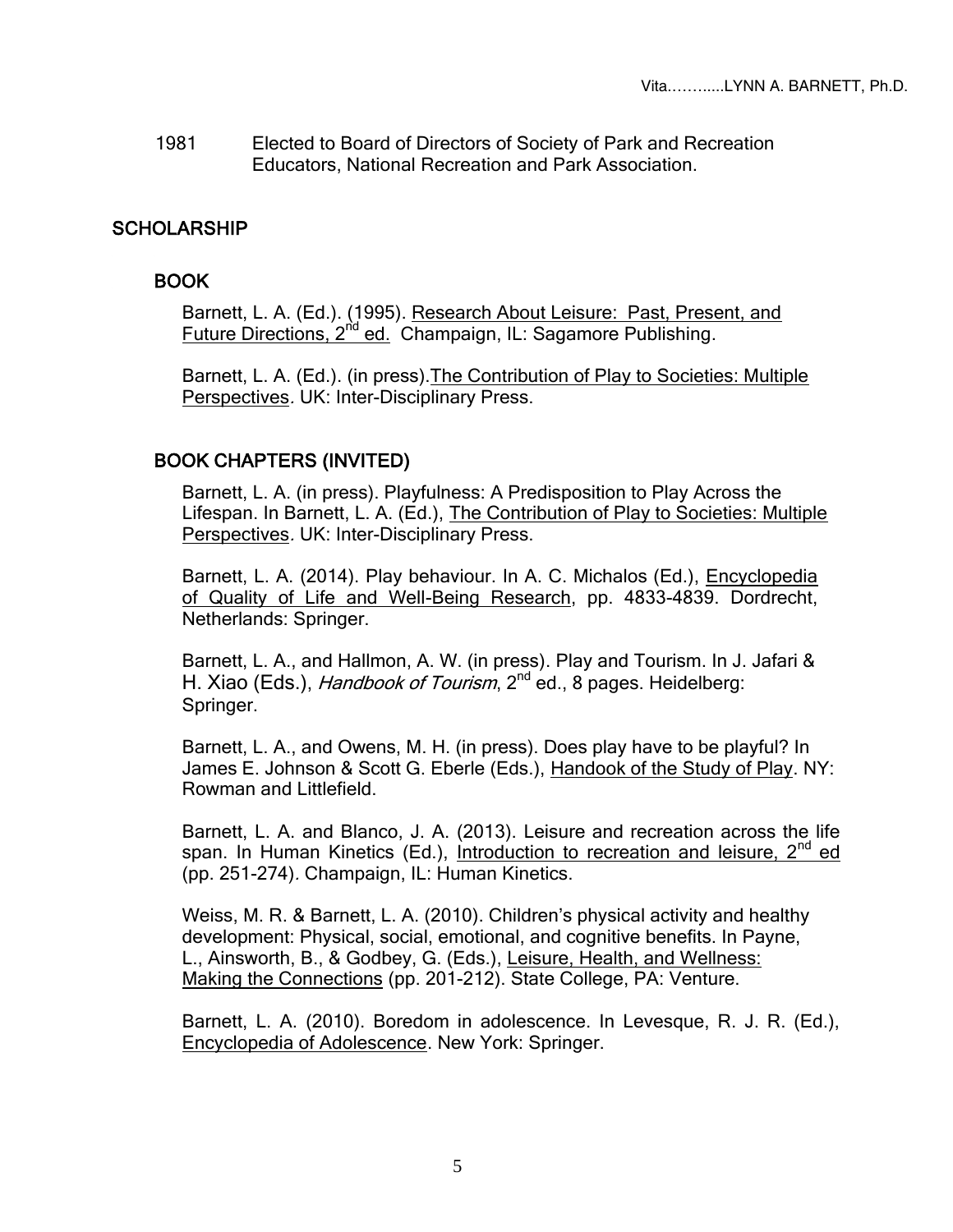1981 Elected to Board of Directors of Society of Park and Recreation Educators, National Recreation and Park Association.

## SCHOLARSHIP

### BOOK

Barnett, L. A. (Ed.). (1995). Research About Leisure: Past, Present, and Future Directions, 2nd ed. Champaign, IL: Sagamore Publishing.

Barnett, L. A. (Ed.). (in press). The Contribution of Play to Societies: Multiple Perspectives. UK: Inter-Disciplinary Press.

### BOOK CHAPTERS (INVITED)

Barnett, L. A. (in press). Playfulness: A Predisposition to Play Across the Lifespan. In Barnett, L. A. (Ed.), The Contribution of Play to Societies: Multiple Perspectives. UK: Inter-Disciplinary Press.

Barnett, L. A. (2014). Play behaviour. In A. C. Michalos (Ed.), Encyclopedia of Quality of Life and Well-Being Research, pp. 4833-4839. Dordrecht, Netherlands: Springer.

Barnett, L. A., and Hallmon, A. W. (in press). Play and Tourism. In J. Jafari & H. Xiao (Eds.), *Handbook of Tourism*, 2nd ed., 8 pages. Heidelberg: Springer.

Barnett, L. A., and Owens, M. H. (in press). Does play have to be playful? In James E. Johnson & Scott G. Eberle (Eds.), Handook of the Study of Play. NY: Rowman and Littlefield.

Barnett, L. A. and Blanco, J. A. (2013). Leisure and recreation across the life span. In Human Kinetics (Ed.), Introduction to recreation and leisure, 2nd ed (pp. 251-274). Champaign, IL: Human Kinetics.

Weiss, M. R. & Barnett, L. A. (2010). Children's physical activity and healthy development: Physical, social, emotional, and cognitive benefits. In Payne, L., Ainsworth, B., & Godbey, G. (Eds.), Leisure, Health, and Wellness: Making the Connections (pp. 201-212). State College, PA: Venture.

Barnett, L. A. (2010). Boredom in adolescence. In Levesque, R. J. R. (Ed.), Encyclopedia of Adolescence. New York: Springer.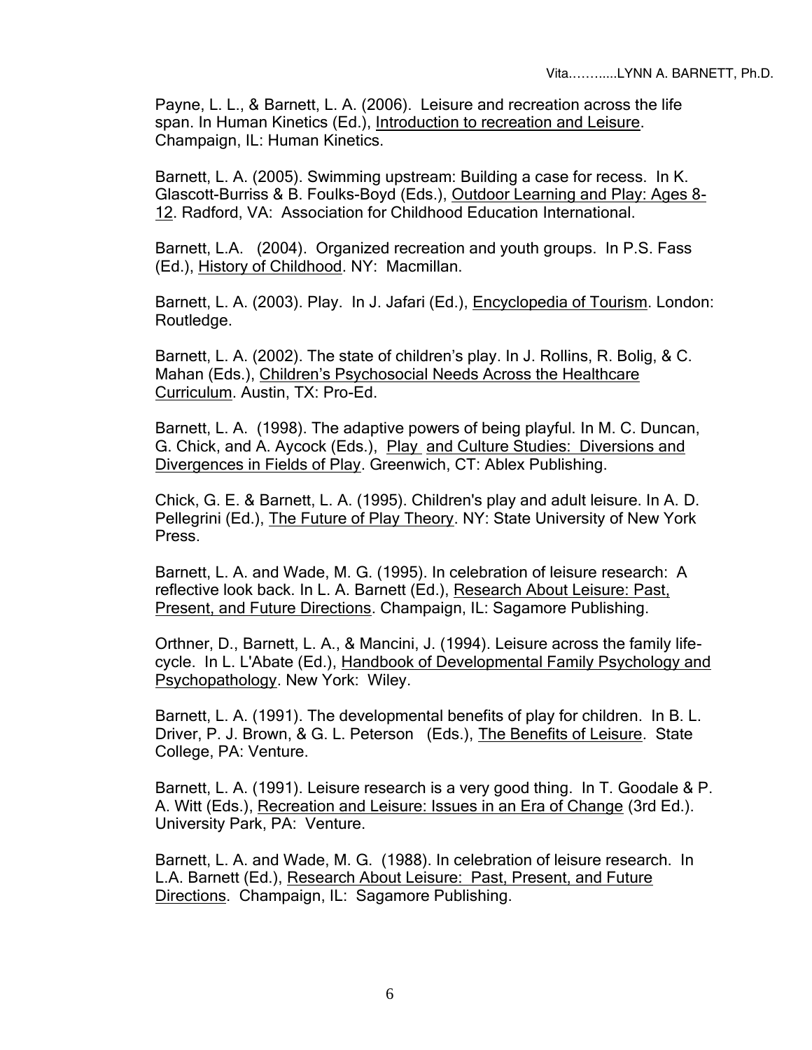Payne, L. L., & Barnett, L. A. (2006). Leisure and recreation across the life span. In Human Kinetics (Ed.), Introduction to recreation and Leisure. Champaign, IL: Human Kinetics.

Barnett, L. A. (2005). Swimming upstream: Building a case for recess. In K. Glascott-Burriss & B. Foulks-Boyd (Eds.), Outdoor Learning and Play: Ages 8-12. Radford, VA: Association for Childhood Education International.

Barnett, L.A. (2004). Organized recreation and youth groups. In P.S. Fass (Ed.), History of Childhood. NY: Macmillan.

Barnett, L. A. (2003). Play. In J. Jafari (Ed.), Encyclopedia of Tourism. London: Routledge.

Barnett, L. A. (2002). The state of children's play. In J. Rollins, R. Bolig, & C. Mahan (Eds.), Children's Psychosocial Needs Across the Healthcare Curriculum. Austin, TX: Pro-Ed.

Barnett, L. A. (1998). The adaptive powers of being playful. In M. C. Duncan, G. Chick, and A. Aycock (Eds.), Play and Culture Studies: Diversions and Divergences in Fields of Play. Greenwich, CT: Ablex Publishing.

Chick, G. E. & Barnett, L. A. (1995). Children's play and adult leisure. In A. D. Pellegrini (Ed.), The Future of Play Theory. NY: State University of New York Press.

Barnett, L. A. and Wade, M. G. (1995). In celebration of leisure research: A reflective look back. In L. A. Barnett (Ed.), Research About Leisure: Past, Present, and Future Directions. Champaign, IL: Sagamore Publishing.

Orthner, D., Barnett, L. A., & Mancini, J. (1994). Leisure across the family life-cycle. In L. L'Abate (Ed.), Handbook of Developmental Family Psychology and Psychopathology. New York: Wiley.

Barnett, L. A. (1991). The developmental benefits of play for children. In B. L. Driver, P. J. Brown, & G. L. Peterson (Eds.), The Benefits of Leisure. State College, PA: Venture.

Barnett, L. A. (1991). Leisure research is a very good thing. In T. Goodale & P. A. Witt (Eds.), Recreation and Leisure: Issues in an Era of Change (3rd Ed.). University Park, PA: Venture.

Barnett, L. A. and Wade, M. G. (1988). In celebration of leisure research. In L.A. Barnett (Ed.), Research About Leisure: Past, Present, and Future Directions. Champaign, IL: Sagamore Publishing.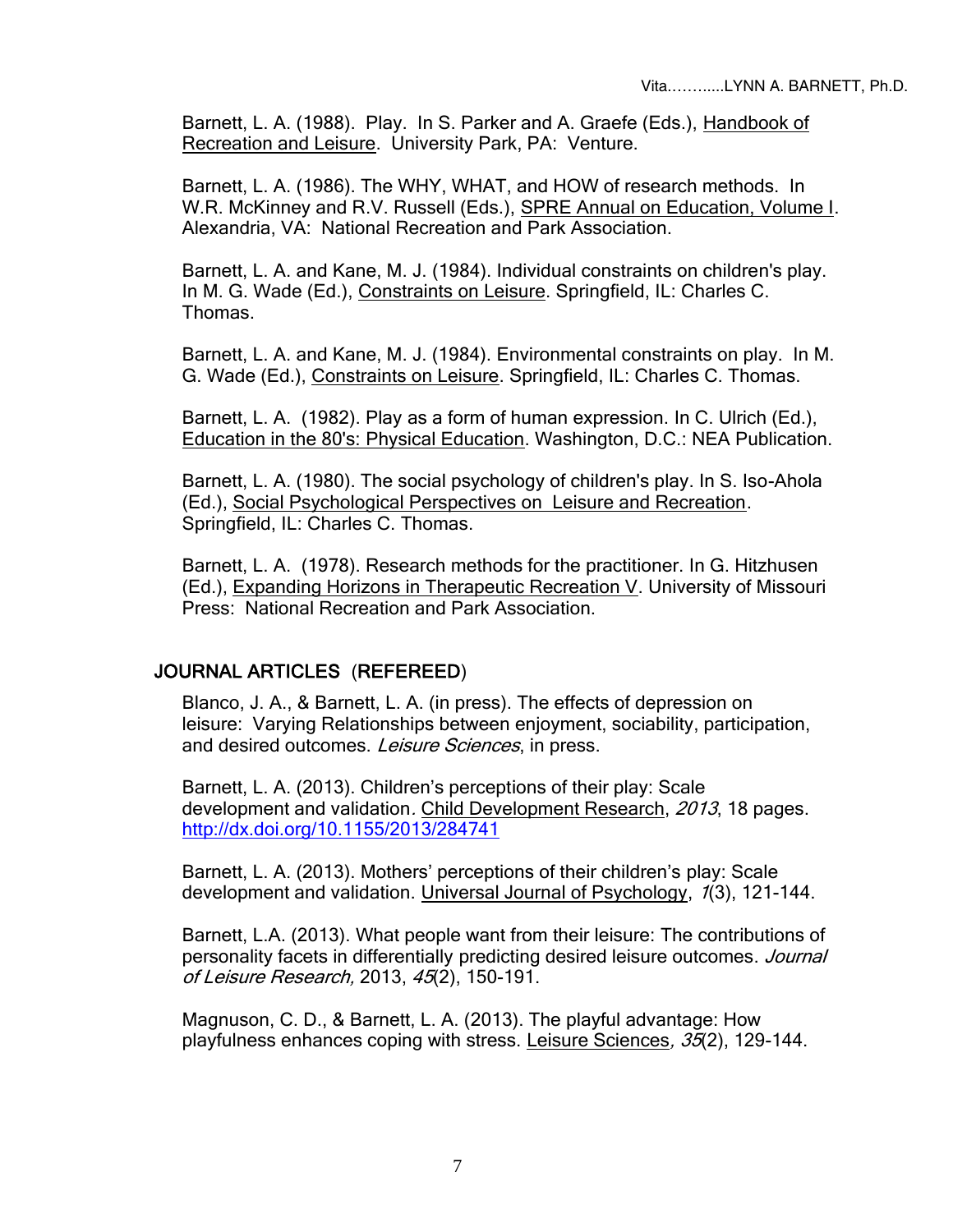Barnett, L. A. (1988). Play. In S. Parker and A. Graefe (Eds.), Handbook of Recreation and Leisure. University Park, PA: Venture.

Barnett, L. A. (1986). The WHY, WHAT, and HOW of research methods. In W.R. McKinney and R.V. Russell (Eds.), SPRE Annual on Education, Volume I. Alexandria, VA: National Recreation and Park Association.

Barnett, L. A. and Kane, M. J. (1984). Individual constraints on children's play. In M. G. Wade (Ed.), Constraints on Leisure. Springfield, IL: Charles C. Thomas.

Barnett, L. A. and Kane, M. J. (1984). Environmental constraints on play. In M. G. Wade (Ed.), Constraints on Leisure. Springfield, IL: Charles C. Thomas.

Barnett, L. A. (1982). Play as a form of human expression. In C. Ulrich (Ed.), Education in the 80's: Physical Education. Washington, D.C.: NEA Publication.

Barnett, L. A. (1980). The social psychology of children's play. In S. Iso-Ahola (Ed.), Social Psychological Perspectives on Leisure and Recreation. Springfield, IL: Charles C. Thomas.

Barnett, L. A. (1978). Research methods for the practitioner. In G. Hitzhusen (Ed.), Expanding Horizons in Therapeutic Recreation V. University of Missouri Press: National Recreation and Park Association.

## JOURNAL ARTICLES (REFEREED)

Blanco, J. A., & Barnett, L. A. (in press). The effects of depression on leisure: Varying Relationships between enjoyment, sociability, participation, and desired outcomes. *Leisure Sciences*, in press.

Barnett, L. A. (2013). Children's perceptions of their play: Scale development and validation. Child Development Research, *2013*, 18 pages. http://dx.doi.org/10.1155/2013/284741

Barnett, L. A. (2013). Mothers' perceptions of their children's play: Scale development and validation. Universal Journal of Psychology, *1*(3), 121-144.

Barnett, L.A. (2013). What people want from their leisure: The contributions of personality facets in differentially predicting desired leisure outcomes. *Journal of Leisure Research,* 2013, *45*(2), 150-191.

Magnuson, C. D., & Barnett, L. A. (2013). The playful advantage: How playfulness enhances coping with stress. Leisure Sciences*, 35*(2), 129-144.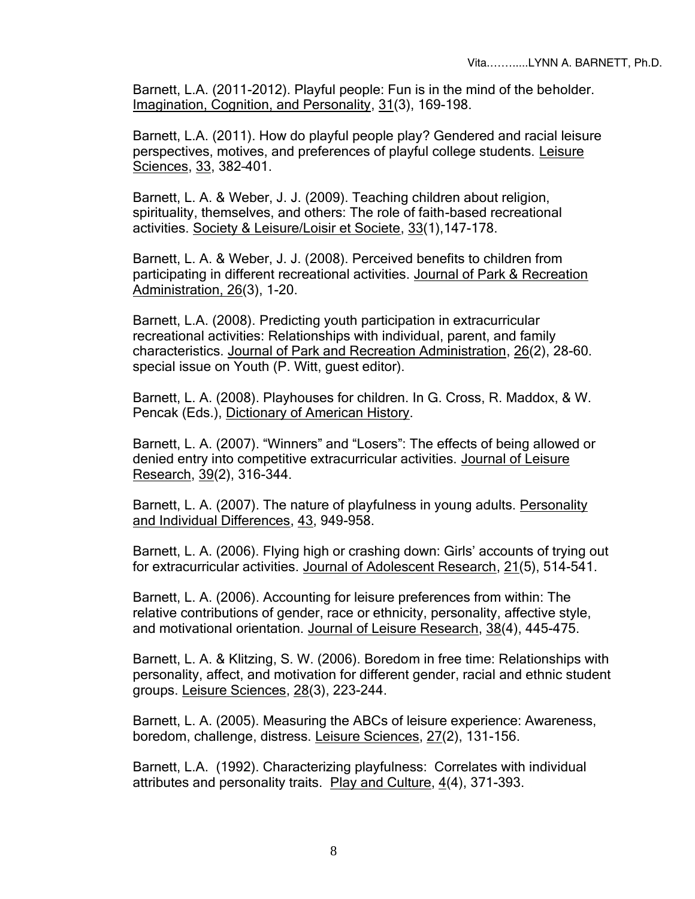Barnett, L.A. (2011-2012). Playful people: Fun is in the mind of the beholder. Imagination, Cognition, and Personality, 31(3), 169-198.

Barnett, L.A. (2011). How do playful people play? Gendered and racial leisure perspectives, motives, and preferences of playful college students. Leisure Sciences, 33, 382–401.

Barnett, L. A. & Weber, J. J. (2009). Teaching children about religion, spirituality, themselves, and others: The role of faith-based recreational activities. Society & Leisure/Loisir et Societe, 33(1),147-178.

Barnett, L. A. & Weber, J. J. (2008). Perceived benefits to children from participating in different recreational activities. Journal of Park & Recreation Administration, 26(3), 1-20.

Barnett, L.A. (2008). Predicting youth participation in extracurricular recreational activities: Relationships with individual, parent, and family characteristics. Journal of Park and Recreation Administration, 26(2), 28-60. special issue on Youth (P. Witt, guest editor).

Barnett, L. A. (2008). Playhouses for children. In G. Cross, R. Maddox, & W. Pencak (Eds.), Dictionary of American History.

Barnett, L. A. (2007). "Winners" and "Losers": The effects of being allowed or denied entry into competitive extracurricular activities. Journal of Leisure Research, 39(2), 316-344.

Barnett, L. A. (2007). The nature of playfulness in young adults. Personality and Individual Differences, 43, 949-958.

Barnett, L. A. (2006). Flying high or crashing down: Girls' accounts of trying out for extracurricular activities. Journal of Adolescent Research, 21(5), 514-541.

Barnett, L. A. (2006). Accounting for leisure preferences from within: The relative contributions of gender, race or ethnicity, personality, affective style, and motivational orientation. Journal of Leisure Research, 38(4), 445-475.

Barnett, L. A. & Klitzing, S. W. (2006). Boredom in free time: Relationships with personality, affect, and motivation for different gender, racial and ethnic student groups. Leisure Sciences, 28(3), 223-244.

Barnett, L. A. (2005). Measuring the ABCs of leisure experience: Awareness, boredom, challenge, distress. Leisure Sciences, 27(2), 131-156.

Barnett, L.A. (1992). Characterizing playfulness: Correlates with individual attributes and personality traits. Play and Culture, 4(4), 371-393.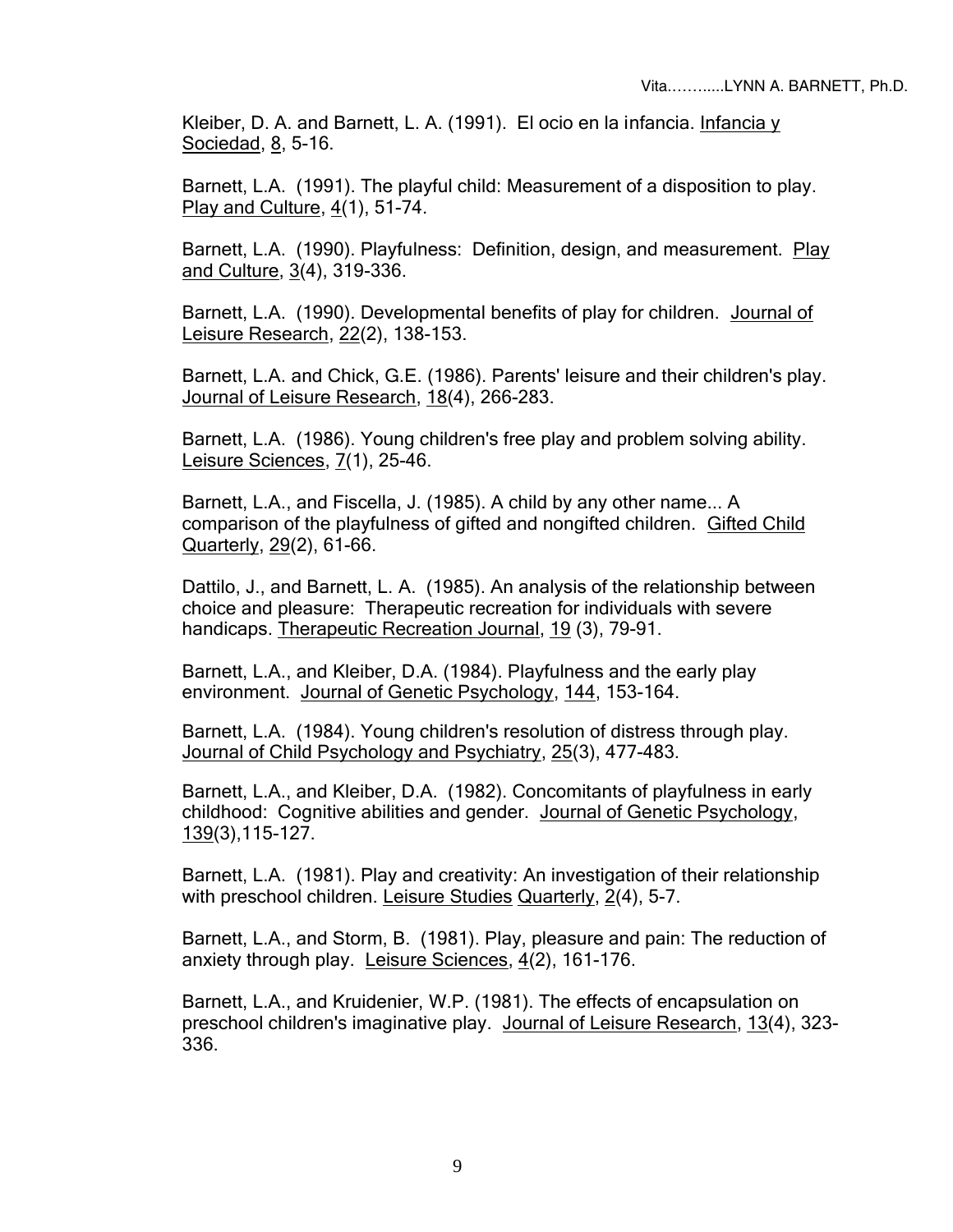Kleiber, D. A. and Barnett, L. A. (1991). El ocio en la infancia. Infancia y Sociedad, 8, 5-16.

Barnett, L.A. (1991). The playful child: Measurement of a disposition to play. Play and Culture, 4(1), 51-74.

Barnett, L.A. (1990). Playfulness: Definition, design, and measurement. Play and Culture, 3(4), 319-336.

Barnett, L.A. (1990). Developmental benefits of play for children. Journal of Leisure Research, 22(2), 138-153.

Barnett, L.A. and Chick, G.E. (1986). Parents' leisure and their children's play. Journal of Leisure Research, 18(4), 266-283.

Barnett, L.A. (1986). Young children's free play and problem solving ability. Leisure Sciences, 7(1), 25-46.

Barnett, L.A., and Fiscella, J. (1985). A child by any other name... A comparison of the playfulness of gifted and nongifted children. Gifted Child Quarterly, 29(2), 61-66.

Dattilo, J., and Barnett, L. A. (1985). An analysis of the relationship between choice and pleasure: Therapeutic recreation for individuals with severe handicaps. Therapeutic Recreation Journal, 19 (3), 79-91.

Barnett, L.A., and Kleiber, D.A. (1984). Playfulness and the early play environment. Journal of Genetic Psychology, 144, 153-164.

Barnett, L.A. (1984). Young children's resolution of distress through play. Journal of Child Psychology and Psychiatry, 25(3), 477-483.

Barnett, L.A., and Kleiber, D.A. (1982). Concomitants of playfulness in early childhood: Cognitive abilities and gender. Journal of Genetic Psychology, 139(3),115-127.

Barnett, L.A. (1981). Play and creativity: An investigation of their relationship with preschool children. Leisure Studies Quarterly, 2(4), 5-7.

Barnett, L.A., and Storm, B. (1981). Play, pleasure and pain: The reduction of anxiety through play. Leisure Sciences, 4(2), 161-176.

Barnett, L.A., and Kruidenier, W.P. (1981). The effects of encapsulation on preschool children's imaginative play. Journal of Leisure Research, 13(4), 323-336.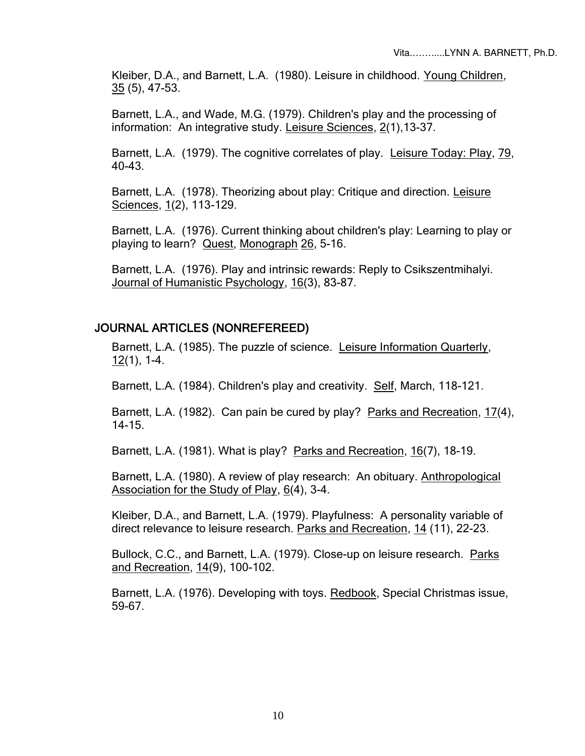Kleiber, D.A., and Barnett, L.A. (1980). Leisure in childhood. Young Children, 35 (5), 47-53.

Barnett, L.A., and Wade, M.G. (1979). Children's play and the processing of information: An integrative study. Leisure Sciences, 2(1),13-37.

Barnett, L.A. (1979). The cognitive correlates of play. Leisure Today: Play, 79, 40-43.

Barnett, L.A. (1978). Theorizing about play: Critique and direction. Leisure Sciences, 1(2), 113-129.

Barnett, L.A. (1976). Current thinking about children's play: Learning to play or playing to learn? Quest, Monograph 26, 5-16.

Barnett, L.A. (1976). Play and intrinsic rewards: Reply to Csikszentmihalyi. Journal of Humanistic Psychology, 16(3), 83-87.

## JOURNAL ARTICLES (NONREFEREED)

Barnett, L.A. (1985). The puzzle of science. Leisure Information Quarterly, 12(1), 1-4.

Barnett, L.A. (1984). Children's play and creativity. Self, March, 118-121.

Barnett, L.A. (1982). Can pain be cured by play? Parks and Recreation, 17(4), 14-15.

Barnett, L.A. (1981). What is play? Parks and Recreation, 16(7), 18-19.

Barnett, L.A. (1980). A review of play research: An obituary. Anthropological Association for the Study of Play, 6(4), 3-4.

Kleiber, D.A., and Barnett, L.A. (1979). Playfulness: A personality variable of direct relevance to leisure research. Parks and Recreation, 14 (11), 22-23.

Bullock, C.C., and Barnett, L.A. (1979). Close-up on leisure research. Parks and Recreation, 14(9), 100-102.

Barnett, L.A. (1976). Developing with toys. Redbook, Special Christmas issue, 59-67.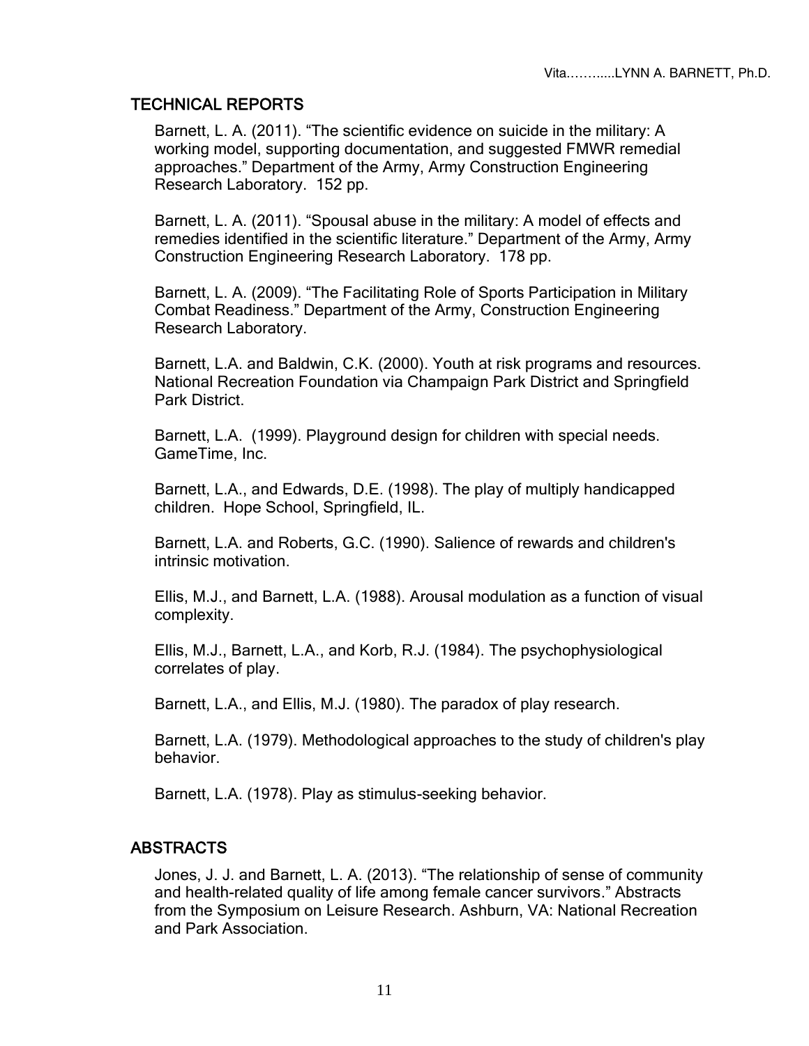## TECHNICAL REPORTS

Barnett, L. A. (2011). “The scientific evidence on suicide in the military: A working model, supporting documentation, and suggested FMWR remedial approaches.” Department of the Army, Army Construction Engineering Research Laboratory. 152 pp.

Barnett, L. A. (2011). “Spousal abuse in the military: A model of effects and remedies identified in the scientific literature.” Department of the Army, Army Construction Engineering Research Laboratory. 178 pp.

Barnett, L. A. (2009). “The Facilitating Role of Sports Participation in Military Combat Readiness.” Department of the Army, Construction Engineering Research Laboratory.

Barnett, L.A. and Baldwin, C.K. (2000). Youth at risk programs and resources. National Recreation Foundation via Champaign Park District and Springfield Park District.

Barnett, L.A. (1999). Playground design for children with special needs. GameTime, Inc.

Barnett, L.A., and Edwards, D.E. (1998). The play of multiply handicapped children. Hope School, Springfield, IL.

Barnett, L.A. and Roberts, G.C. (1990). Salience of rewards and children's intrinsic motivation.

Ellis, M.J., and Barnett, L.A. (1988). Arousal modulation as a function of visual complexity.

Ellis, M.J., Barnett, L.A., and Korb, R.J. (1984). The psychophysiological correlates of play.

Barnett, L.A., and Ellis, M.J. (1980). The paradox of play research.

Barnett, L.A. (1979). Methodological approaches to the study of children's play behavior.

Barnett, L.A. (1978). Play as stimulus-seeking behavior.

## ABSTRACTS

Jones, J. J. and Barnett, L. A. (2013). “The relationship of sense of community and health-related quality of life among female cancer survivors.” Abstracts from the Symposium on Leisure Research. Ashburn, VA: National Recreation and Park Association.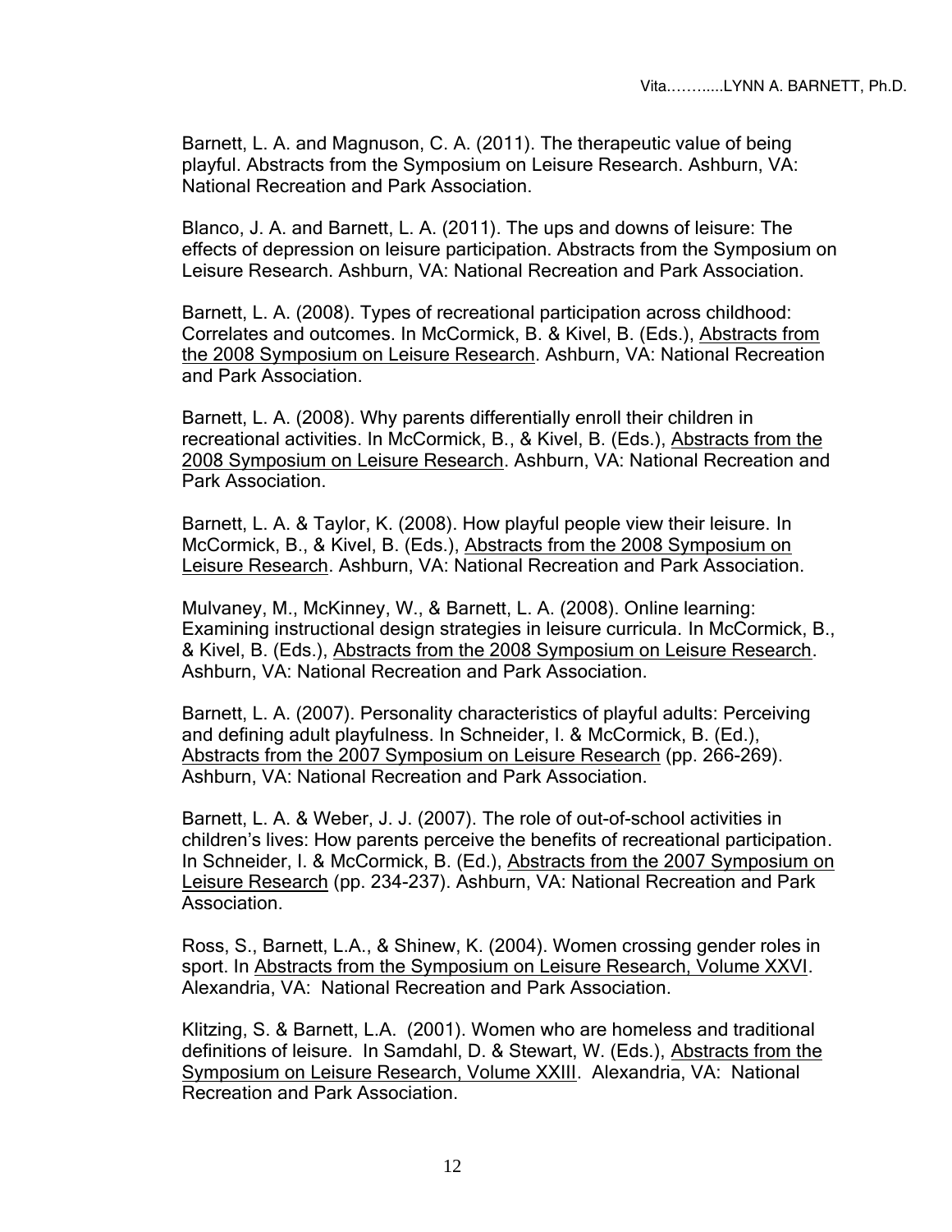Barnett, L. A. and Magnuson, C. A. (2011). The therapeutic value of being playful. Abstracts from the Symposium on Leisure Research. Ashburn, VA: National Recreation and Park Association.

Blanco, J. A. and Barnett, L. A. (2011). The ups and downs of leisure: The effects of depression on leisure participation. Abstracts from the Symposium on Leisure Research. Ashburn, VA: National Recreation and Park Association.

Barnett, L. A. (2008). Types of recreational participation across childhood: Correlates and outcomes. In McCormick, B. & Kivel, B. (Eds.), Abstracts from the 2008 Symposium on Leisure Research. Ashburn, VA: National Recreation and Park Association.

Barnett, L. A. (2008). Why parents differentially enroll their children in recreational activities. In McCormick, B., & Kivel, B. (Eds.), Abstracts from the 2008 Symposium on Leisure Research. Ashburn, VA: National Recreation and Park Association.

Barnett, L. A. & Taylor, K. (2008). How playful people view their leisure. In McCormick, B., & Kivel, B. (Eds.), Abstracts from the 2008 Symposium on Leisure Research. Ashburn, VA: National Recreation and Park Association.

Mulvaney, M., McKinney, W., & Barnett, L. A. (2008). Online learning: Examining instructional design strategies in leisure curricula. In McCormick, B., & Kivel, B. (Eds.), Abstracts from the 2008 Symposium on Leisure Research. Ashburn, VA: National Recreation and Park Association.

Barnett, L. A. (2007). Personality characteristics of playful adults: Perceiving and defining adult playfulness. In Schneider, I. & McCormick, B. (Ed.), Abstracts from the 2007 Symposium on Leisure Research (pp. 266-269). Ashburn, VA: National Recreation and Park Association.

Barnett, L. A. & Weber, J. J. (2007). The role of out-of-school activities in children's lives: How parents perceive the benefits of recreational participation. In Schneider, I. & McCormick, B. (Ed.), Abstracts from the 2007 Symposium on Leisure Research (pp. 234-237). Ashburn, VA: National Recreation and Park Association.

Ross, S., Barnett, L.A., & Shinew, K. (2004). Women crossing gender roles in sport. In Abstracts from the Symposium on Leisure Research, Volume XXVI. Alexandria, VA: National Recreation and Park Association.

Klitzing, S. & Barnett, L.A. (2001). Women who are homeless and traditional definitions of leisure. In Samdahl, D. & Stewart, W. (Eds.), Abstracts from the Symposium on Leisure Research, Volume XXIII. Alexandria, VA: National Recreation and Park Association.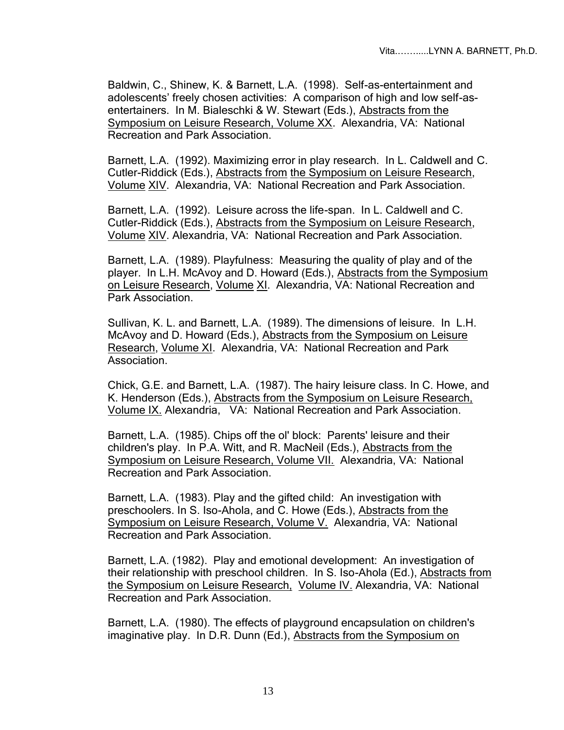Baldwin, C., Shinew, K. & Barnett, L.A. (1998). Self-as-entertainment and adolescents' freely chosen activities: A comparison of high and low self-as-entertainers. In M. Bialeschki & W. Stewart (Eds.), Abstracts from the Symposium on Leisure Research, Volume XX. Alexandria, VA: National Recreation and Park Association.

Barnett, L.A. (1992). Maximizing error in play research. In L. Caldwell and C. Cutler-Riddick (Eds.), Abstracts from the Symposium on Leisure Research, Volume XIV. Alexandria, VA: National Recreation and Park Association.

Barnett, L.A. (1992). Leisure across the life-span. In L. Caldwell and C. Cutler-Riddick (Eds.), Abstracts from the Symposium on Leisure Research, Volume XIV. Alexandria, VA: National Recreation and Park Association.

Barnett, L.A. (1989). Playfulness: Measuring the quality of play and of the player. In L.H. McAvoy and D. Howard (Eds.), Abstracts from the Symposium on Leisure Research, Volume XI. Alexandria, VA: National Recreation and Park Association.

Sullivan, K. L. and Barnett, L.A. (1989). The dimensions of leisure. In L.H. McAvoy and D. Howard (Eds.), Abstracts from the Symposium on Leisure Research, Volume XI. Alexandria, VA: National Recreation and Park Association.

Chick, G.E. and Barnett, L.A. (1987). The hairy leisure class. In C. Howe, and K. Henderson (Eds.), Abstracts from the Symposium on Leisure Research, Volume IX. Alexandria, VA: National Recreation and Park Association.

Barnett, L.A. (1985). Chips off the ol' block: Parents' leisure and their children's play. In P.A. Witt, and R. MacNeil (Eds.), Abstracts from the Symposium on Leisure Research, Volume VII. Alexandria, VA: National Recreation and Park Association.

Barnett, L.A. (1983). Play and the gifted child: An investigation with preschoolers. In S. Iso-Ahola, and C. Howe (Eds.), Abstracts from the Symposium on Leisure Research, Volume V. Alexandria, VA: National Recreation and Park Association.

Barnett, L.A. (1982). Play and emotional development: An investigation of their relationship with preschool children. In S. Iso-Ahola (Ed.), Abstracts from the Symposium on Leisure Research, Volume IV. Alexandria, VA: National Recreation and Park Association.

Barnett, L.A. (1980). The effects of playground encapsulation on children's imaginative play. In D.R. Dunn (Ed.), Abstracts from the Symposium on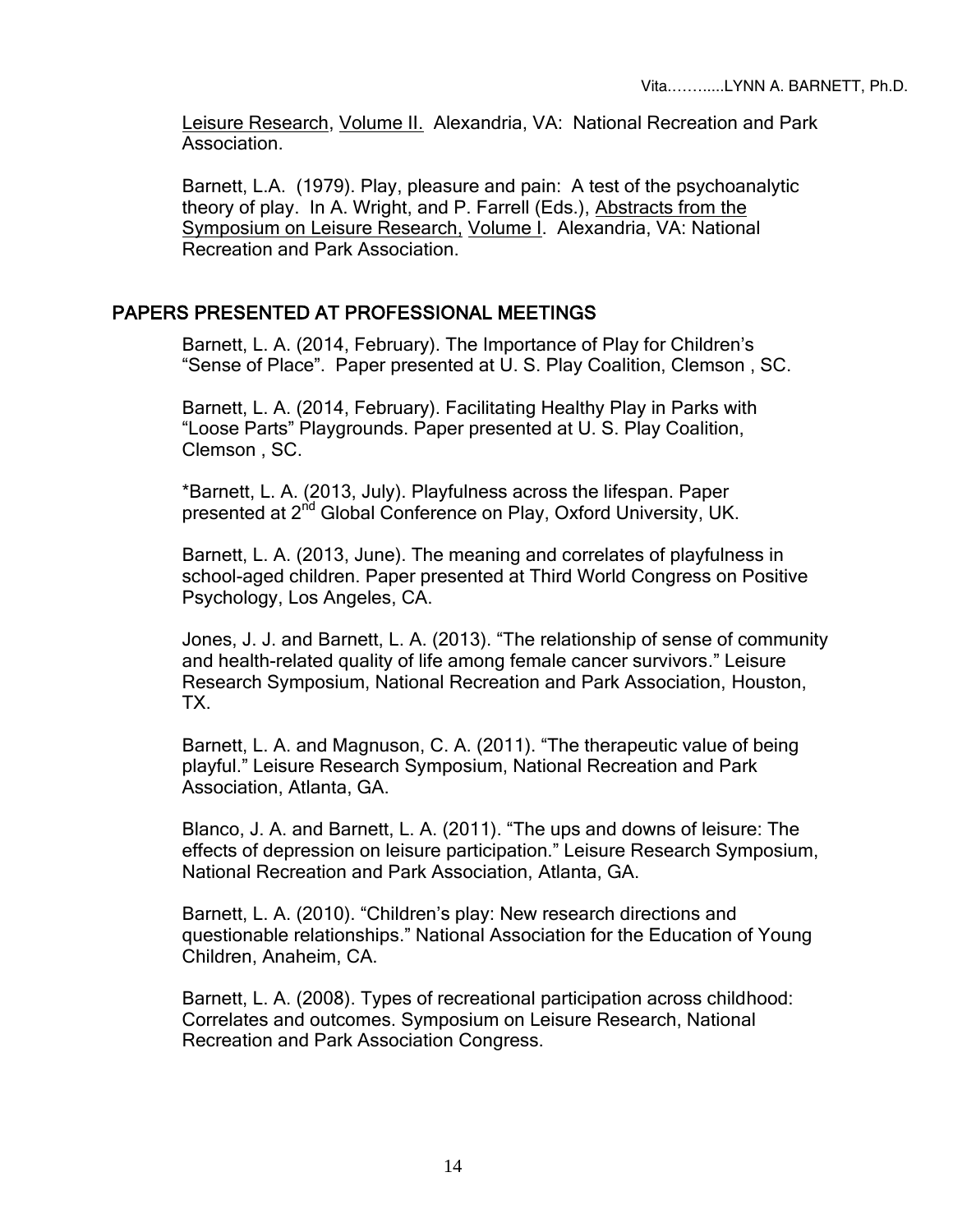Leisure Research, Volume II. Alexandria, VA: National Recreation and Park Association.

Barnett, L.A. (1979). Play, pleasure and pain: A test of the psychoanalytic theory of play. In A. Wright, and P. Farrell (Eds.), Abstracts from the Symposium on Leisure Research, Volume I. Alexandria, VA: National Recreation and Park Association.

## PAPERS PRESENTED AT PROFESSIONAL MEETINGS

Barnett, L. A. (2014, February). The Importance of Play for Children's "Sense of Place". Paper presented at U. S. Play Coalition, Clemson , SC.

Barnett, L. A. (2014, February). Facilitating Healthy Play in Parks with "Loose Parts" Playgrounds. Paper presented at U. S. Play Coalition, Clemson , SC.

*Barnett, L. A. (2013, July). Playfulness across the lifespan. Paper presented at 2nd Global Conference on Play, Oxford University, UK.

Barnett, L. A. (2013, June). The meaning and correlates of playfulness in school-aged children. Paper presented at Third World Congress on Positive Psychology, Los Angeles, CA.

Jones, J. J. and Barnett, L. A. (2013). "The relationship of sense of community and health-related quality of life among female cancer survivors." Leisure Research Symposium, National Recreation and Park Association, Houston, TX.

Barnett, L. A. and Magnuson, C. A. (2011). "The therapeutic value of being playful." Leisure Research Symposium, National Recreation and Park Association, Atlanta, GA.

Blanco, J. A. and Barnett, L. A. (2011). "The ups and downs of leisure: The effects of depression on leisure participation." Leisure Research Symposium, National Recreation and Park Association, Atlanta, GA.

Barnett, L. A. (2010). "Children's play: New research directions and questionable relationships." National Association for the Education of Young Children, Anaheim, CA.

Barnett, L. A. (2008). Types of recreational participation across childhood: Correlates and outcomes. Symposium on Leisure Research, National Recreation and Park Association Congress.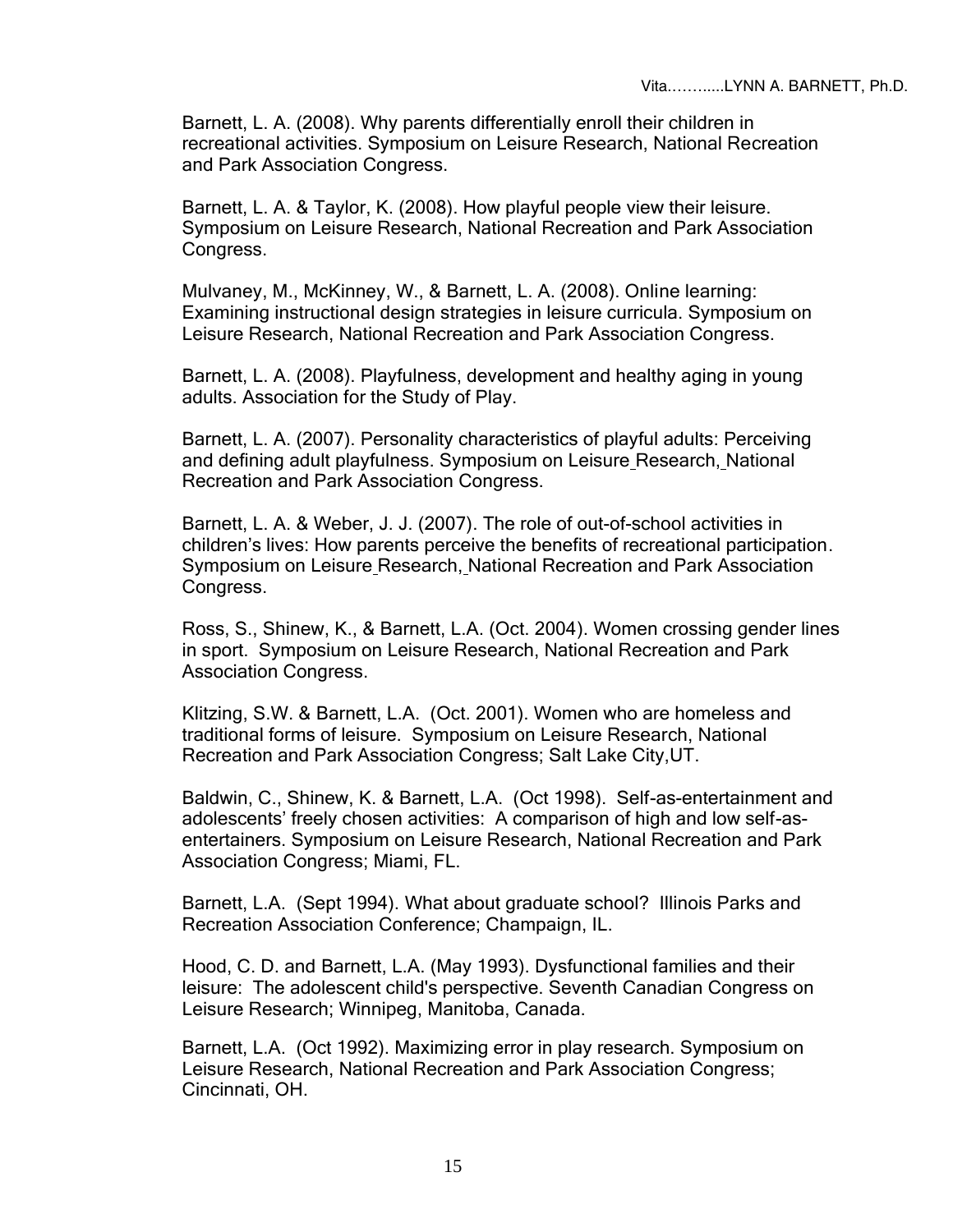Barnett, L. A. (2008). Why parents differentially enroll their children in recreational activities. Symposium on Leisure Research, National Recreation and Park Association Congress.

Barnett, L. A. & Taylor, K. (2008). How playful people view their leisure. Symposium on Leisure Research, National Recreation and Park Association Congress.

Mulvaney, M., McKinney, W., & Barnett, L. A. (2008). Online learning: Examining instructional design strategies in leisure curricula. Symposium on Leisure Research, National Recreation and Park Association Congress.

Barnett, L. A. (2008). Playfulness, development and healthy aging in young adults. Association for the Study of Play.

Barnett, L. A. (2007). Personality characteristics of playful adults: Perceiving and defining adult playfulness. Symposium on Leisure Research, National Recreation and Park Association Congress.

Barnett, L. A. & Weber, J. J. (2007). The role of out-of-school activities in children's lives: How parents perceive the benefits of recreational participation. Symposium on Leisure Research, National Recreation and Park Association Congress.

Ross, S., Shinew, K., & Barnett, L.A. (Oct. 2004). Women crossing gender lines in sport. Symposium on Leisure Research, National Recreation and Park Association Congress.

Klitzing, S.W. & Barnett, L.A. (Oct. 2001). Women who are homeless and traditional forms of leisure. Symposium on Leisure Research, National Recreation and Park Association Congress; Salt Lake City,UT.

Baldwin, C., Shinew, K. & Barnett, L.A. (Oct 1998). Self-as-entertainment and adolescents' freely chosen activities: A comparison of high and low self-as-entertainers. Symposium on Leisure Research, National Recreation and Park Association Congress; Miami, FL.

Barnett, L.A. (Sept 1994). What about graduate school? Illinois Parks and Recreation Association Conference; Champaign, IL.

Hood, C. D. and Barnett, L.A. (May 1993). Dysfunctional families and their leisure: The adolescent child's perspective. Seventh Canadian Congress on Leisure Research; Winnipeg, Manitoba, Canada.

Barnett, L.A. (Oct 1992). Maximizing error in play research. Symposium on Leisure Research, National Recreation and Park Association Congress; Cincinnati, OH.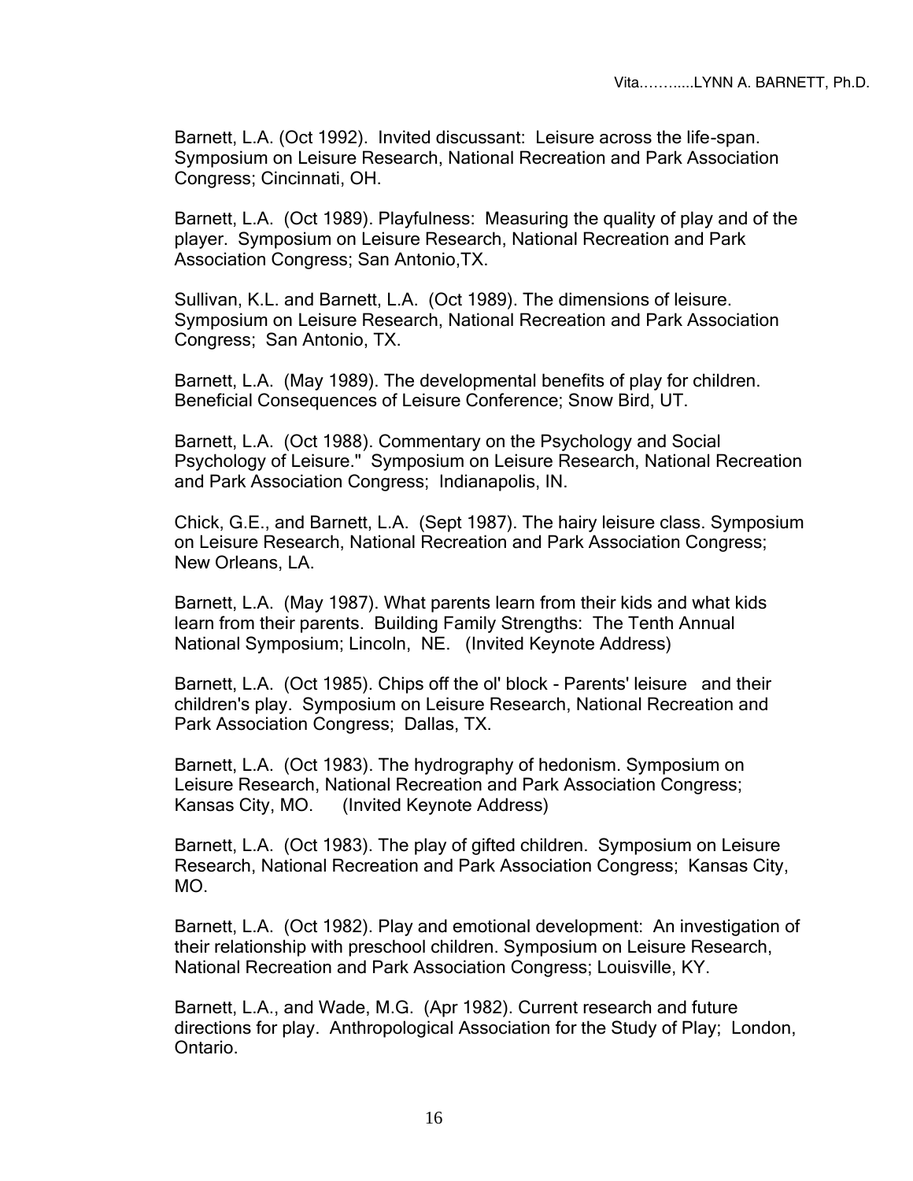Barnett, L.A. (Oct 1992). Invited discussant: Leisure across the life-span. Symposium on Leisure Research, National Recreation and Park Association Congress; Cincinnati, OH.

Barnett, L.A. (Oct 1989). Playfulness: Measuring the quality of play and of the player. Symposium on Leisure Research, National Recreation and Park Association Congress; San Antonio,TX.

Sullivan, K.L. and Barnett, L.A. (Oct 1989). The dimensions of leisure. Symposium on Leisure Research, National Recreation and Park Association Congress; San Antonio, TX.

Barnett, L.A. (May 1989). The developmental benefits of play for children. Beneficial Consequences of Leisure Conference; Snow Bird, UT.

Barnett, L.A. (Oct 1988). Commentary on the Psychology and Social Psychology of Leisure." Symposium on Leisure Research, National Recreation and Park Association Congress; Indianapolis, IN.

Chick, G.E., and Barnett, L.A. (Sept 1987). The hairy leisure class. Symposium on Leisure Research, National Recreation and Park Association Congress; New Orleans, LA.

Barnett, L.A. (May 1987). What parents learn from their kids and what kids learn from their parents. Building Family Strengths: The Tenth Annual National Symposium; Lincoln, NE. (Invited Keynote Address)

Barnett, L.A. (Oct 1985). Chips off the ol' block - Parents' leisure and their children's play. Symposium on Leisure Research, National Recreation and Park Association Congress; Dallas, TX.

Barnett, L.A. (Oct 1983). The hydrography of hedonism. Symposium on Leisure Research, National Recreation and Park Association Congress; Kansas City, MO. (Invited Keynote Address)

Barnett, L.A. (Oct 1983). The play of gifted children. Symposium on Leisure Research, National Recreation and Park Association Congress; Kansas City, MO.

Barnett, L.A. (Oct 1982). Play and emotional development: An investigation of their relationship with preschool children. Symposium on Leisure Research, National Recreation and Park Association Congress; Louisville, KY.

Barnett, L.A., and Wade, M.G. (Apr 1982). Current research and future directions for play. Anthropological Association for the Study of Play; London, Ontario.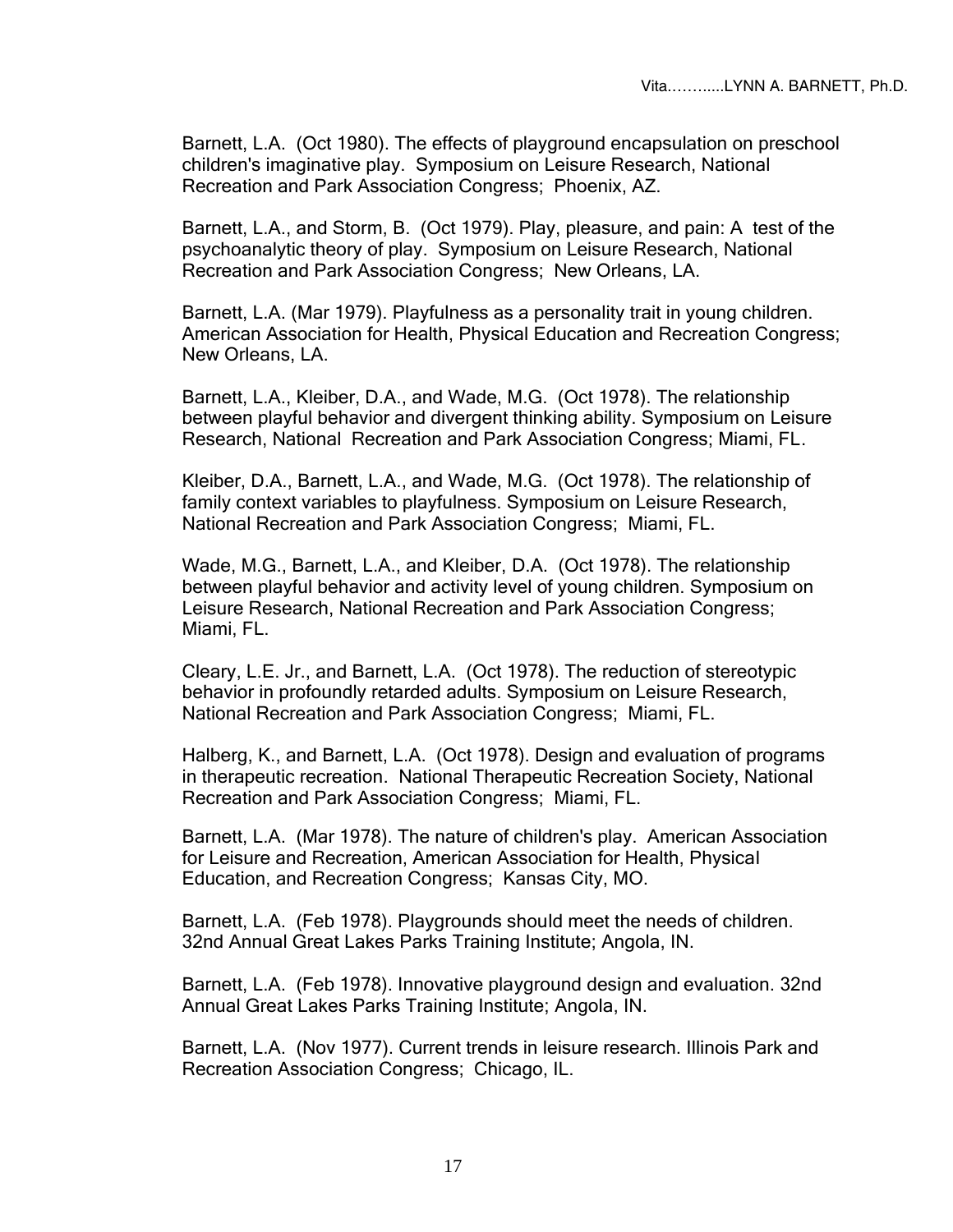Barnett, L.A. (Oct 1980). The effects of playground encapsulation on preschool children's imaginative play. Symposium on Leisure Research, National Recreation and Park Association Congress; Phoenix, AZ.

Barnett, L.A., and Storm, B. (Oct 1979). Play, pleasure, and pain: A test of the psychoanalytic theory of play. Symposium on Leisure Research, National Recreation and Park Association Congress; New Orleans, LA.

Barnett, L.A. (Mar 1979). Playfulness as a personality trait in young children. American Association for Health, Physical Education and Recreation Congress; New Orleans, LA.

Barnett, L.A., Kleiber, D.A., and Wade, M.G. (Oct 1978). The relationship between playful behavior and divergent thinking ability. Symposium on Leisure Research, National Recreation and Park Association Congress; Miami, FL.

Kleiber, D.A., Barnett, L.A., and Wade, M.G. (Oct 1978). The relationship of family context variables to playfulness. Symposium on Leisure Research, National Recreation and Park Association Congress; Miami, FL.

Wade, M.G., Barnett, L.A., and Kleiber, D.A. (Oct 1978). The relationship between playful behavior and activity level of young children. Symposium on Leisure Research, National Recreation and Park Association Congress; Miami, FL.

Cleary, L.E. Jr., and Barnett, L.A. (Oct 1978). The reduction of stereotypic behavior in profoundly retarded adults. Symposium on Leisure Research, National Recreation and Park Association Congress; Miami, FL.

Halberg, K., and Barnett, L.A. (Oct 1978). Design and evaluation of programs in therapeutic recreation. National Therapeutic Recreation Society, National Recreation and Park Association Congress; Miami, FL.

Barnett, L.A. (Mar 1978). The nature of children's play. American Association for Leisure and Recreation, American Association for Health, Physical Education, and Recreation Congress; Kansas City, MO.

Barnett, L.A. (Feb 1978). Playgrounds should meet the needs of children. 32nd Annual Great Lakes Parks Training Institute; Angola, IN.

Barnett, L.A. (Feb 1978). Innovative playground design and evaluation. 32nd Annual Great Lakes Parks Training Institute; Angola, IN.

Barnett, L.A. (Nov 1977). Current trends in leisure research. Illinois Park and Recreation Association Congress; Chicago, IL.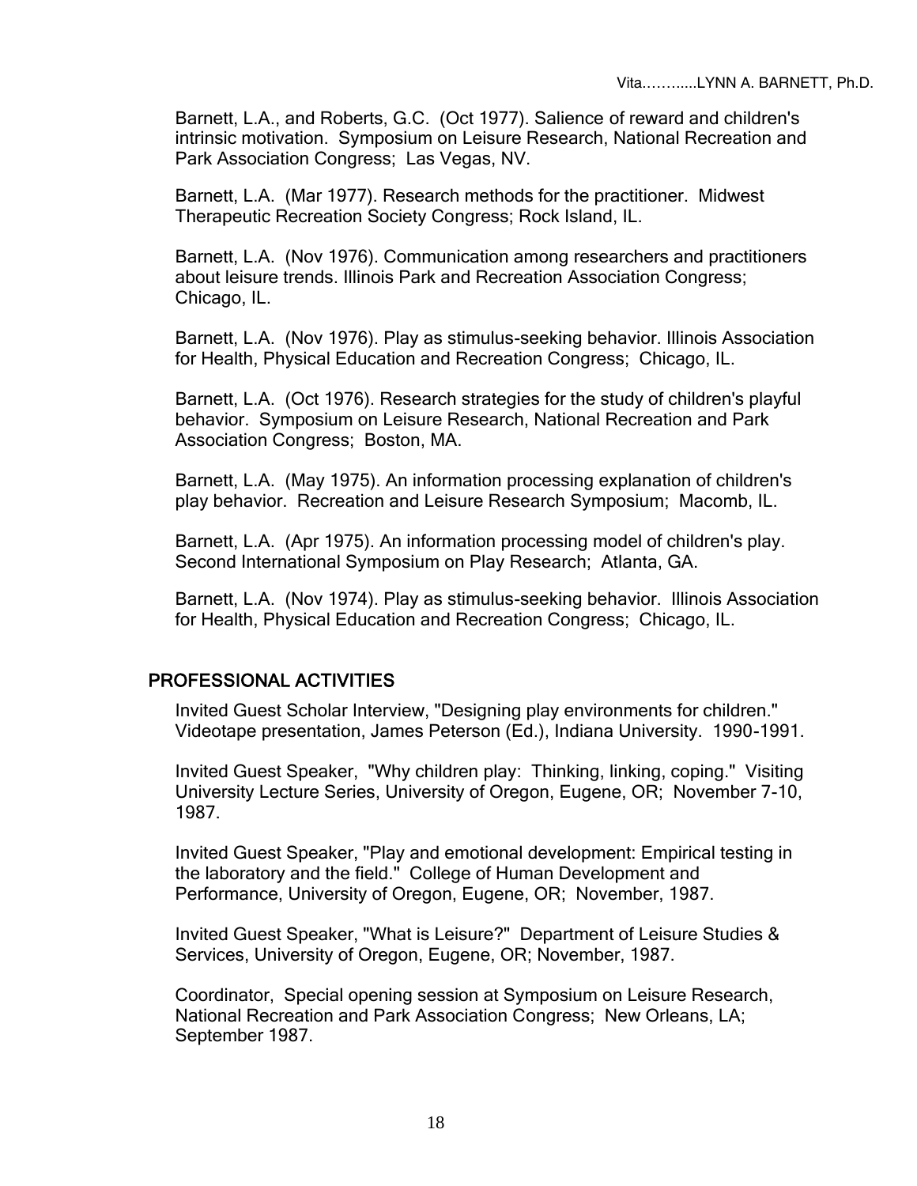Barnett, L.A., and Roberts, G.C. (Oct 1977). Salience of reward and children's intrinsic motivation. Symposium on Leisure Research, National Recreation and Park Association Congress; Las Vegas, NV.

Barnett, L.A. (Mar 1977). Research methods for the practitioner. Midwest Therapeutic Recreation Society Congress; Rock Island, IL.

Barnett, L.A. (Nov 1976). Communication among researchers and practitioners about leisure trends. Illinois Park and Recreation Association Congress; Chicago, IL.

Barnett, L.A. (Nov 1976). Play as stimulus-seeking behavior. Illinois Association for Health, Physical Education and Recreation Congress; Chicago, IL.

Barnett, L.A. (Oct 1976). Research strategies for the study of children's playful behavior. Symposium on Leisure Research, National Recreation and Park Association Congress; Boston, MA.

Barnett, L.A. (May 1975). An information processing explanation of children's play behavior. Recreation and Leisure Research Symposium; Macomb, IL.

Barnett, L.A. (Apr 1975). An information processing model of children's play. Second International Symposium on Play Research; Atlanta, GA.

Barnett, L.A. (Nov 1974). Play as stimulus-seeking behavior. Illinois Association for Health, Physical Education and Recreation Congress; Chicago, IL.

## PROFESSIONAL ACTIVITIES

Invited Guest Scholar Interview, "Designing play environments for children." Videotape presentation, James Peterson (Ed.), Indiana University. 1990-1991.

Invited Guest Speaker, "Why children play: Thinking, linking, coping." Visiting University Lecture Series, University of Oregon, Eugene, OR; November 7-10, 1987.

Invited Guest Speaker, "Play and emotional development: Empirical testing in the laboratory and the field." College of Human Development and Performance, University of Oregon, Eugene, OR; November, 1987.

Invited Guest Speaker, "What is Leisure?" Department of Leisure Studies & Services, University of Oregon, Eugene, OR; November, 1987.

Coordinator, Special opening session at Symposium on Leisure Research, National Recreation and Park Association Congress; New Orleans, LA; September 1987.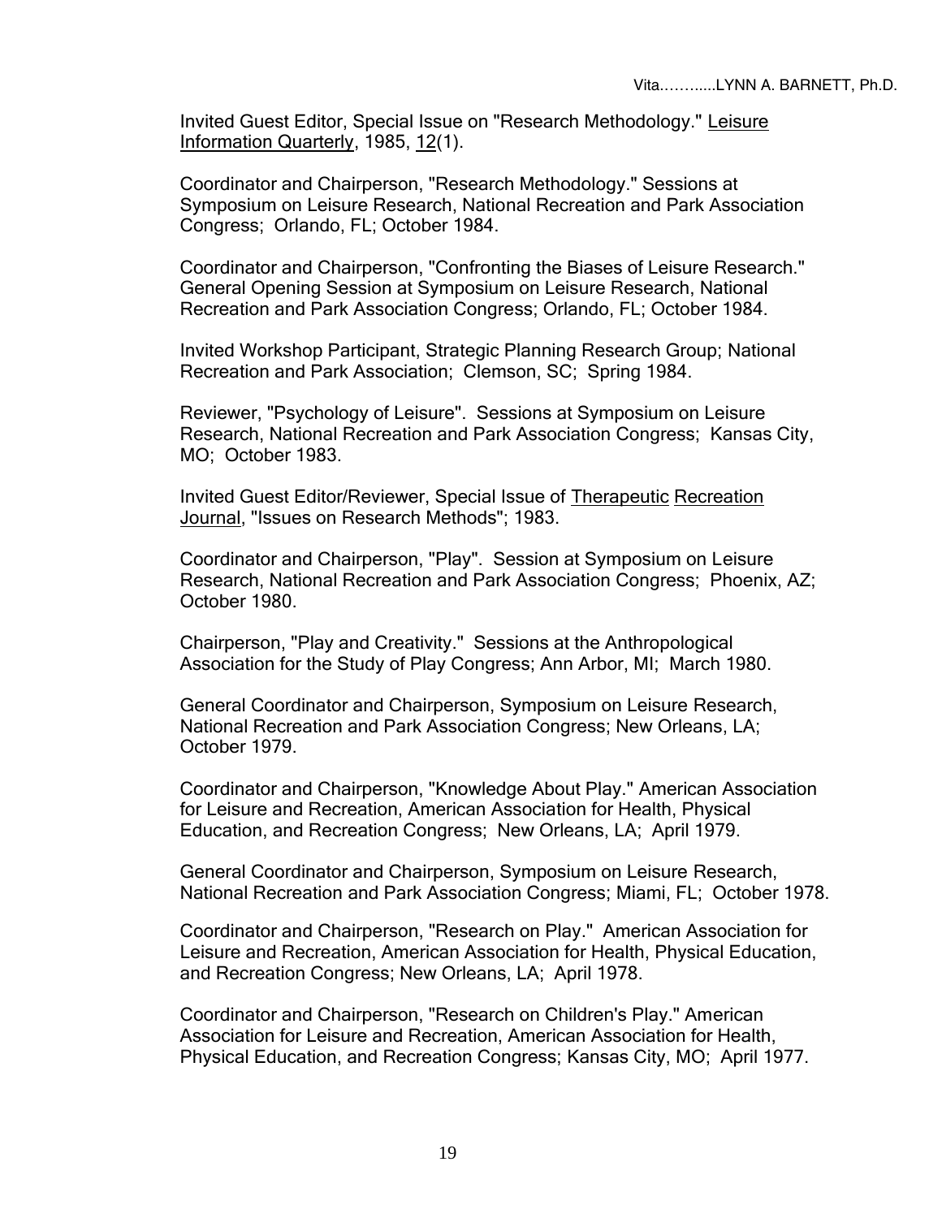Invited Guest Editor, Special Issue on "Research Methodology." Leisure Information Quarterly, 1985, 12(1).

Coordinator and Chairperson, "Research Methodology." Sessions at Symposium on Leisure Research, National Recreation and Park Association Congress; Orlando, FL; October 1984.

Coordinator and Chairperson, "Confronting the Biases of Leisure Research." General Opening Session at Symposium on Leisure Research, National Recreation and Park Association Congress; Orlando, FL; October 1984.

Invited Workshop Participant, Strategic Planning Research Group; National Recreation and Park Association; Clemson, SC; Spring 1984.

Reviewer, "Psychology of Leisure". Sessions at Symposium on Leisure Research, National Recreation and Park Association Congress; Kansas City, MO; October 1983.

Invited Guest Editor/Reviewer, Special Issue of Therapeutic Recreation Journal, "Issues on Research Methods"; 1983.

Coordinator and Chairperson, "Play". Session at Symposium on Leisure Research, National Recreation and Park Association Congress; Phoenix, AZ; October 1980.

Chairperson, "Play and Creativity." Sessions at the Anthropological Association for the Study of Play Congress; Ann Arbor, MI; March 1980.

General Coordinator and Chairperson, Symposium on Leisure Research, National Recreation and Park Association Congress; New Orleans, LA; October 1979.

Coordinator and Chairperson, "Knowledge About Play." American Association for Leisure and Recreation, American Association for Health, Physical Education, and Recreation Congress; New Orleans, LA; April 1979.

General Coordinator and Chairperson, Symposium on Leisure Research, National Recreation and Park Association Congress; Miami, FL; October 1978.

Coordinator and Chairperson, "Research on Play." American Association for Leisure and Recreation, American Association for Health, Physical Education, and Recreation Congress; New Orleans, LA; April 1978.

Coordinator and Chairperson, "Research on Children's Play." American Association for Leisure and Recreation, American Association for Health, Physical Education, and Recreation Congress; Kansas City, MO; April 1977.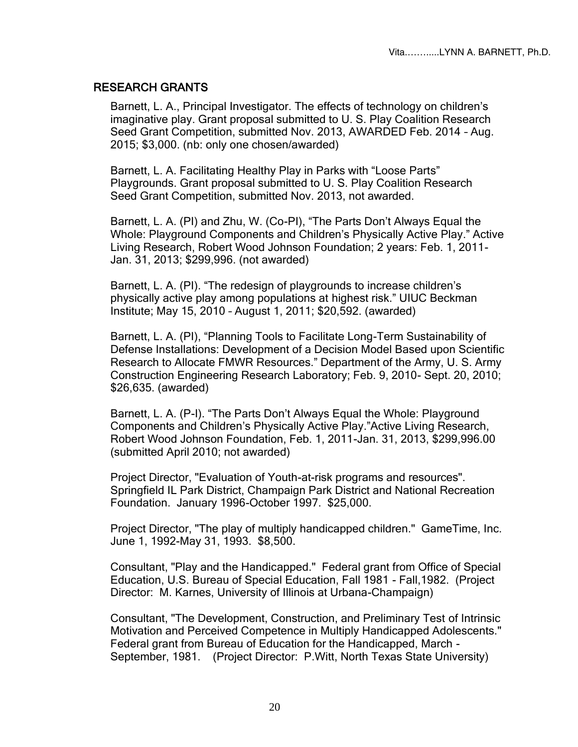## RESEARCH GRANTS

Barnett, L. A., Principal Investigator. The effects of technology on children's imaginative play. Grant proposal submitted to U. S. Play Coalition Research Seed Grant Competition, submitted Nov. 2013, AWARDED Feb. 2014 – Aug. 2015; $3,000. (nb: only one chosen/awarded)

Barnett, L. A. Facilitating Healthy Play in Parks with "Loose Parts" Playgrounds. Grant proposal submitted to U. S. Play Coalition Research Seed Grant Competition, submitted Nov. 2013, not awarded.

Barnett, L. A. (PI) and Zhu, W. (Co-PI), "The Parts Don't Always Equal the Whole: Playground Components and Children's Physically Active Play." Active Living Research, Robert Wood Johnson Foundation; 2 years: Feb. 1, 2011-Jan. 31, 2013; $299,996. (not awarded)

Barnett, L. A. (PI). "The redesign of playgrounds to increase children's physically active play among populations at highest risk." UIUC Beckman Institute; May 15, 2010 – August 1, 2011; $20,592. (awarded)

Barnett, L. A. (PI), "Planning Tools to Facilitate Long-Term Sustainability of Defense Installations: Development of a Decision Model Based upon Scientific Research to Allocate FMWR Resources." Department of the Army, U. S. Army Construction Engineering Research Laboratory; Feb. 9, 2010- Sept. 20, 2010; $26,635. (awarded)

Barnett, L. A. (P-I). "The Parts Don't Always Equal the Whole: Playground Components and Children's Physically Active Play."Active Living Research, Robert Wood Johnson Foundation, Feb. 1, 2011-Jan. 31, 2013, $299,996.00 (submitted April 2010; not awarded)

Project Director, "Evaluation of Youth-at-risk programs and resources". Springfield IL Park District, Champaign Park District and National Recreation Foundation. January 1996-October 1997. $25,000.

Project Director, "The play of multiply handicapped children." GameTime, Inc. June 1, 1992-May 31, 1993. $8,500.

Consultant, "Play and the Handicapped." Federal grant from Office of Special Education, U.S. Bureau of Special Education, Fall 1981 - Fall,1982. (Project Director: M. Karnes, University of Illinois at Urbana-Champaign)

Consultant, "The Development, Construction, and Preliminary Test of Intrinsic Motivation and Perceived Competence in Multiply Handicapped Adolescents." Federal grant from Bureau of Education for the Handicapped, March - September, 1981. (Project Director: P.Witt, North Texas State University)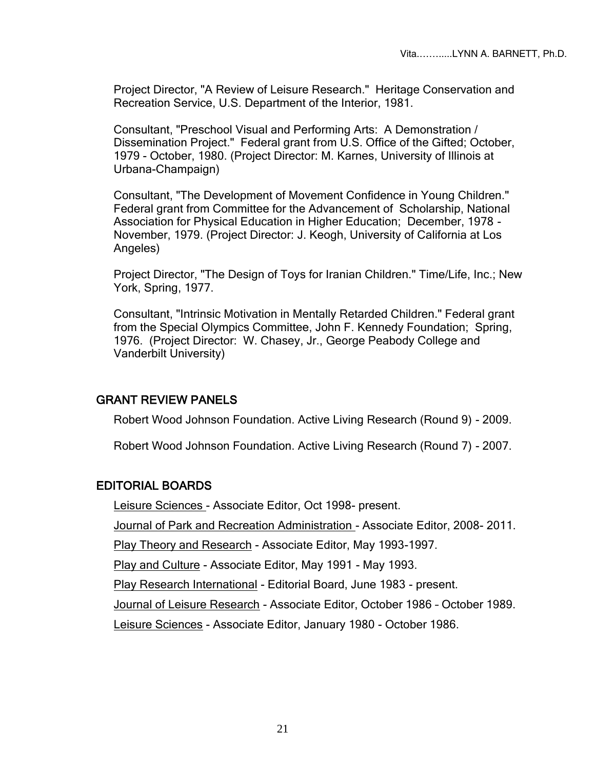Project Director, "A Review of Leisure Research." Heritage Conservation and Recreation Service, U.S. Department of the Interior, 1981.

Consultant, "Preschool Visual and Performing Arts: A Demonstration / Dissemination Project." Federal grant from U.S. Office of the Gifted; October, 1979 - October, 1980. (Project Director: M. Karnes, University of Illinois at Urbana-Champaign)

Consultant, "The Development of Movement Confidence in Young Children." Federal grant from Committee for the Advancement of Scholarship, National Association for Physical Education in Higher Education; December, 1978 - November, 1979. (Project Director: J. Keogh, University of California at Los Angeles)

Project Director, "The Design of Toys for Iranian Children." Time/Life, Inc.; New York, Spring, 1977.

Consultant, "Intrinsic Motivation in Mentally Retarded Children." Federal grant from the Special Olympics Committee, John F. Kennedy Foundation; Spring, 1976. (Project Director: W. Chasey, Jr., George Peabody College and Vanderbilt University)

## GRANT REVIEW PANELS

Robert Wood Johnson Foundation. Active Living Research (Round 9) - 2009.

Robert Wood Johnson Foundation. Active Living Research (Round 7) - 2007.

## EDITORIAL BOARDS

Leisure Sciences - Associate Editor, Oct 1998- present.

Journal of Park and Recreation Administration - Associate Editor, 2008- 2011.

Play Theory and Research - Associate Editor, May 1993-1997.

Play and Culture - Associate Editor, May 1991 - May 1993.

Play Research International - Editorial Board, June 1983 - present.

Journal of Leisure Research - Associate Editor, October 1986 – October 1989.

Leisure Sciences - Associate Editor, January 1980 - October 1986.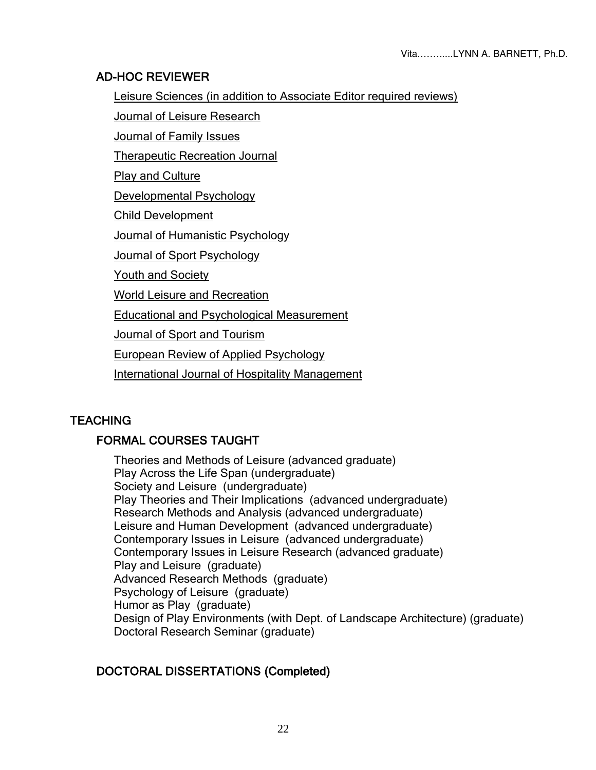### AD-HOC REVIEWER

Leisure Sciences (in addition to Associate Editor required reviews)

Journal of Leisure Research

Journal of Family Issues

Therapeutic Recreation Journal

Play and Culture

Developmental Psychology

Child Development

Journal of Humanistic Psychology

Journal of Sport Psychology

Youth and Society

World Leisure and Recreation

Educational and Psychological Measurement

Journal of Sport and Tourism

European Review of Applied Psychology

International Journal of Hospitality Management

## TEACHING

### FORMAL COURSES TAUGHT

Theories and Methods of Leisure (advanced graduate)
Play Across the Life Span (undergraduate)
Society and Leisure (undergraduate)
Play Theories and Their Implications (advanced undergraduate)
Research Methods and Analysis (advanced undergraduate)
Leisure and Human Development (advanced undergraduate)
Contemporary Issues in Leisure (advanced undergraduate)
Contemporary Issues in Leisure Research (advanced graduate)
Play and Leisure (graduate)
Advanced Research Methods (graduate)
Psychology of Leisure (graduate)
Humor as Play (graduate)
Design of Play Environments (with Dept. of Landscape Architecture) (graduate)
Doctoral Research Seminar (graduate)

### DOCTORAL DISSERTATIONS (Completed)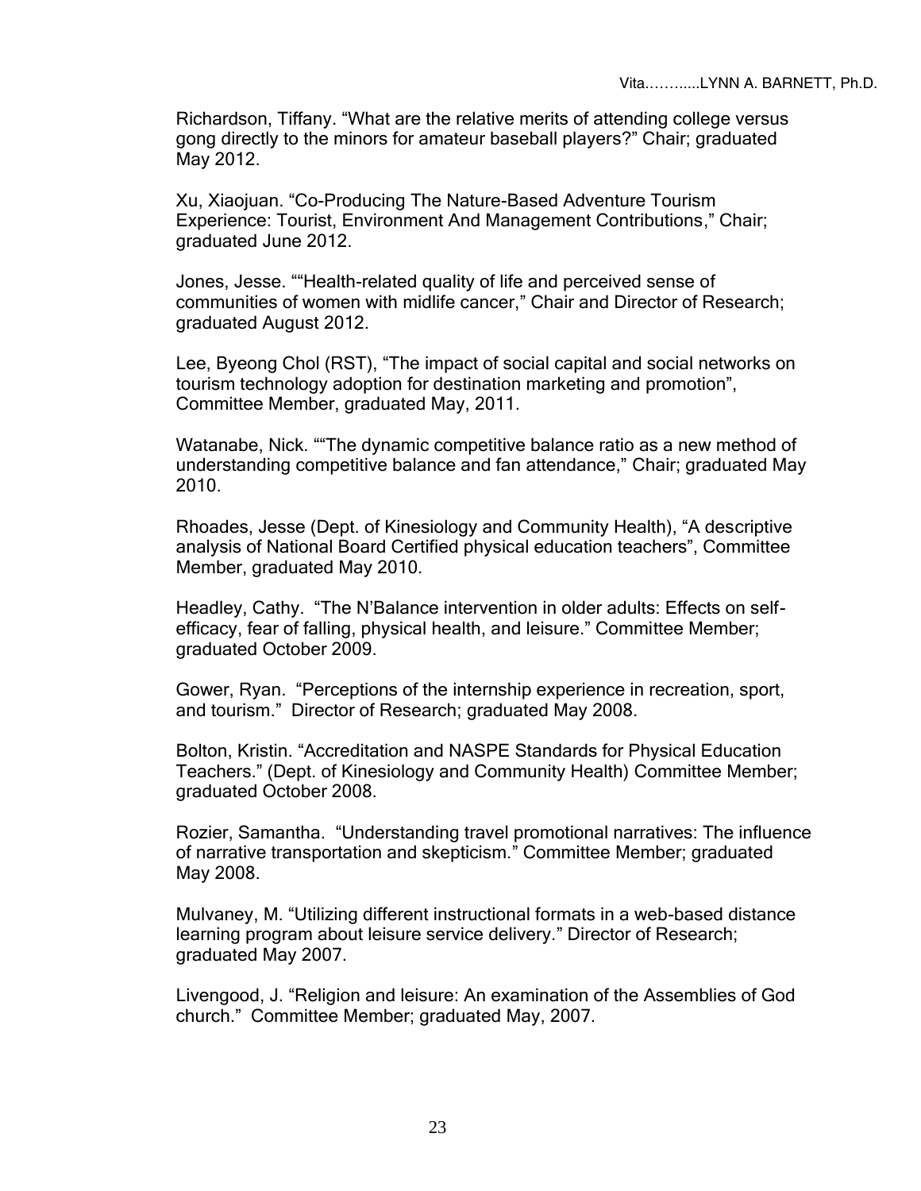Richardson, Tiffany. “What are the relative merits of attending college versus gong directly to the minors for amateur baseball players?” Chair; graduated May 2012.

Xu, Xiaojuan. “Co-Producing The Nature-Based Adventure Tourism Experience: Tourist, Environment And Management Contributions,” Chair; graduated June 2012.

Jones, Jesse. ““Health-related quality of life and perceived sense of communities of women with midlife cancer,” Chair and Director of Research; graduated August 2012.

Lee, Byeong Chol (RST), “The impact of social capital and social networks on tourism technology adoption for destination marketing and promotion”, Committee Member, graduated May, 2011.

Watanabe, Nick. ““The dynamic competitive balance ratio as a new method of understanding competitive balance and fan attendance,” Chair; graduated May 2010.

Rhoades, Jesse (Dept. of Kinesiology and Community Health), “A descriptive analysis of National Board Certified physical education teachers”, Committee Member, graduated May 2010.

Headley, Cathy. “The N’Balance intervention in older adults: Effects on self-efficacy, fear of falling, physical health, and leisure.” Committee Member; graduated October 2009.

Gower, Ryan. “Perceptions of the internship experience in recreation, sport, and tourism.” Director of Research; graduated May 2008.

Bolton, Kristin. “Accreditation and NASPE Standards for Physical Education Teachers.” (Dept. of Kinesiology and Community Health) Committee Member; graduated October 2008.

Rozier, Samantha. “Understanding travel promotional narratives: The influence of narrative transportation and skepticism.” Committee Member; graduated May 2008.

Mulvaney, M. “Utilizing different instructional formats in a web-based distance learning program about leisure service delivery.” Director of Research; graduated May 2007.

Livengood, J. “Religion and leisure: An examination of the Assemblies of God church.” Committee Member; graduated May, 2007.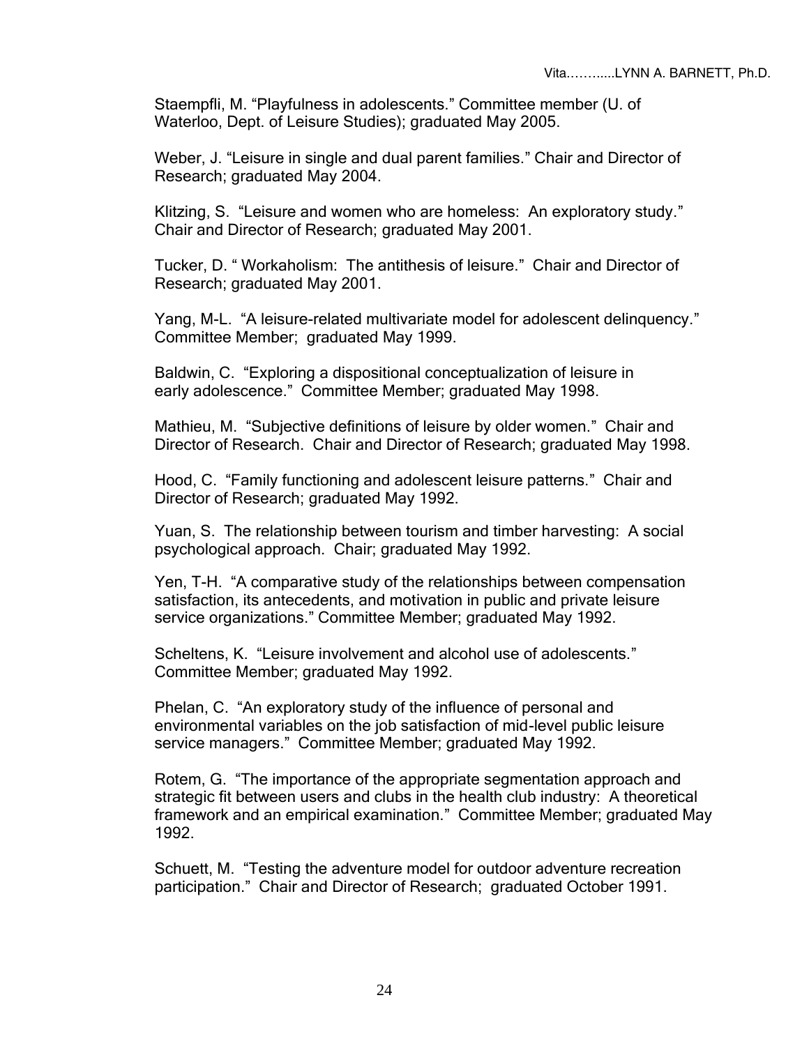Staempfli, M. “Playfulness in adolescents.” Committee member (U. of Waterloo, Dept. of Leisure Studies); graduated May 2005.

Weber, J. “Leisure in single and dual parent families.” Chair and Director of Research; graduated May 2004.

Klitzing, S. “Leisure and women who are homeless: An exploratory study.” Chair and Director of Research; graduated May 2001.

Tucker, D. “ Workaholism: The antithesis of leisure.” Chair and Director of Research; graduated May 2001.

Yang, M-L. “A leisure-related multivariate model for adolescent delinquency.” Committee Member; graduated May 1999.

Baldwin, C. “Exploring a dispositional conceptualization of leisure in early adolescence.” Committee Member; graduated May 1998.

Mathieu, M. “Subjective definitions of leisure by older women.” Chair and Director of Research. Chair and Director of Research; graduated May 1998.

Hood, C. “Family functioning and adolescent leisure patterns.” Chair and Director of Research; graduated May 1992.

Yuan, S. The relationship between tourism and timber harvesting: A social psychological approach. Chair; graduated May 1992.

Yen, T-H. “A comparative study of the relationships between compensation satisfaction, its antecedents, and motivation in public and private leisure service organizations.” Committee Member; graduated May 1992.

Scheltens, K. “Leisure involvement and alcohol use of adolescents.” Committee Member; graduated May 1992.

Phelan, C. “An exploratory study of the influence of personal and environmental variables on the job satisfaction of mid-level public leisure service managers.” Committee Member; graduated May 1992.

Rotem, G. “The importance of the appropriate segmentation approach and strategic fit between users and clubs in the health club industry: A theoretical framework and an empirical examination.” Committee Member; graduated May 1992.

Schuett, M. “Testing the adventure model for outdoor adventure recreation participation.” Chair and Director of Research; graduated October 1991.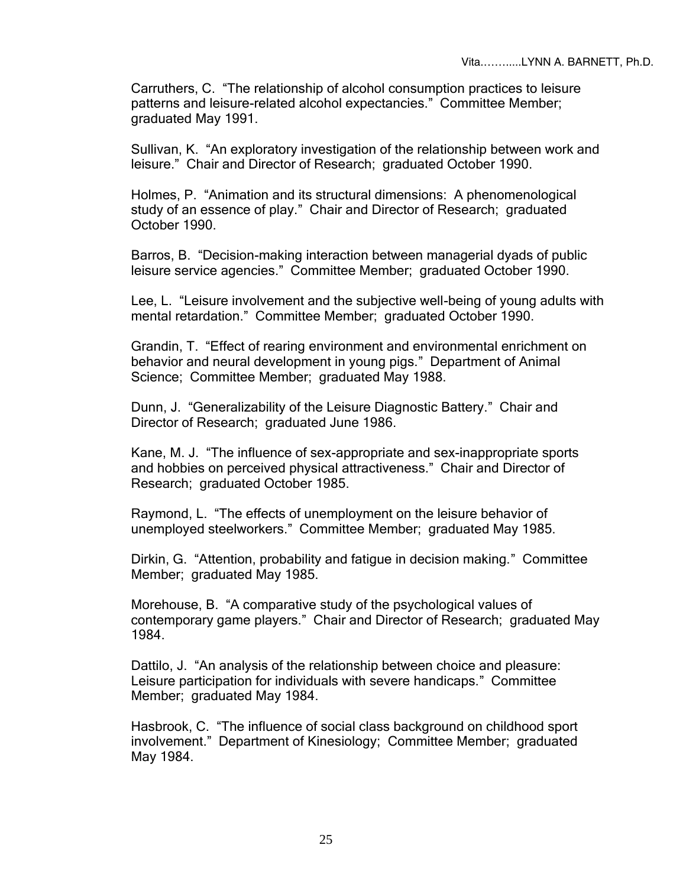Carruthers, C. “The relationship of alcohol consumption practices to leisure patterns and leisure-related alcohol expectancies.” Committee Member; graduated May 1991.

Sullivan, K. “An exploratory investigation of the relationship between work and leisure.” Chair and Director of Research; graduated October 1990.

Holmes, P. “Animation and its structural dimensions: A phenomenological study of an essence of play.” Chair and Director of Research; graduated October 1990.

Barros, B. “Decision-making interaction between managerial dyads of public leisure service agencies.” Committee Member; graduated October 1990.

Lee, L. “Leisure involvement and the subjective well-being of young adults with mental retardation.” Committee Member; graduated October 1990.

Grandin, T. “Effect of rearing environment and environmental enrichment on behavior and neural development in young pigs.” Department of Animal Science; Committee Member; graduated May 1988.

Dunn, J. “Generalizability of the Leisure Diagnostic Battery.” Chair and Director of Research; graduated June 1986.

Kane, M. J. “The influence of sex-appropriate and sex-inappropriate sports and hobbies on perceived physical attractiveness.” Chair and Director of Research; graduated October 1985.

Raymond, L. “The effects of unemployment on the leisure behavior of unemployed steelworkers.” Committee Member; graduated May 1985.

Dirkin, G. “Attention, probability and fatigue in decision making.” Committee Member; graduated May 1985.

Morehouse, B. “A comparative study of the psychological values of contemporary game players.” Chair and Director of Research; graduated May 1984.

Dattilo, J. “An analysis of the relationship between choice and pleasure: Leisure participation for individuals with severe handicaps.” Committee Member; graduated May 1984.

Hasbrook, C. “The influence of social class background on childhood sport involvement.” Department of Kinesiology; Committee Member; graduated May 1984.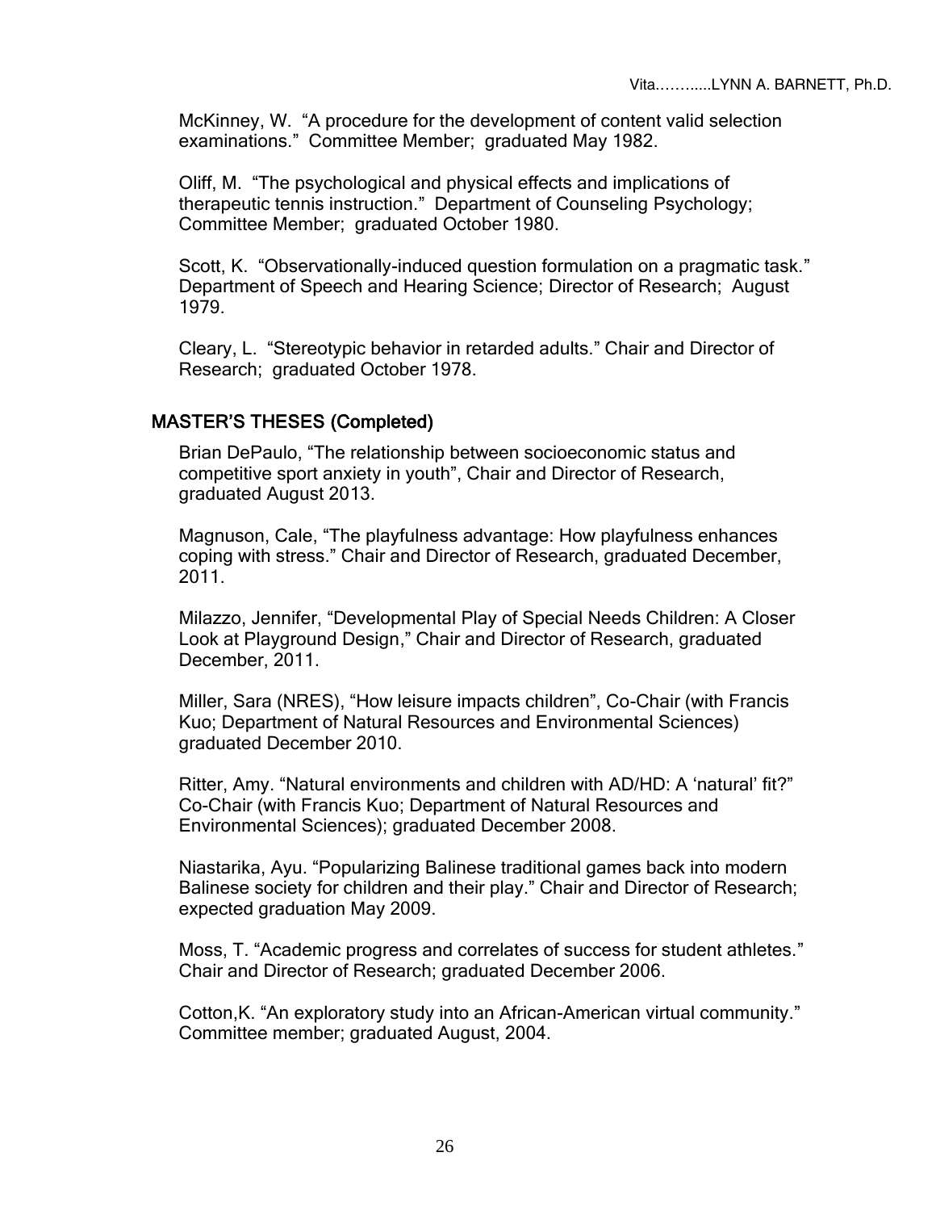McKinney, W. "A procedure for the development of content valid selection examinations." Committee Member; graduated May 1982.

Oliff, M. "The psychological and physical effects and implications of therapeutic tennis instruction." Department of Counseling Psychology; Committee Member; graduated October 1980.

Scott, K. "Observationally-induced question formulation on a pragmatic task." Department of Speech and Hearing Science; Director of Research; August 1979.

Cleary, L. "Stereotypic behavior in retarded adults." Chair and Director of Research; graduated October 1978.

## MASTER'S THESES (Completed)

Brian DePaulo, "The relationship between socioeconomic status and competitive sport anxiety in youth", Chair and Director of Research, graduated August 2013.

Magnuson, Cale, "The playfulness advantage: How playfulness enhances coping with stress." Chair and Director of Research, graduated December, 2011.

Milazzo, Jennifer, "Developmental Play of Special Needs Children: A Closer Look at Playground Design," Chair and Director of Research, graduated December, 2011.

Miller, Sara (NRES), "How leisure impacts children", Co-Chair (with Francis Kuo; Department of Natural Resources and Environmental Sciences) graduated December 2010.

Ritter, Amy. "Natural environments and children with AD/HD: A 'natural' fit?" Co-Chair (with Francis Kuo; Department of Natural Resources and Environmental Sciences); graduated December 2008.

Niastarika, Ayu. "Popularizing Balinese traditional games back into modern Balinese society for children and their play." Chair and Director of Research; expected graduation May 2009.

Moss, T. "Academic progress and correlates of success for student athletes." Chair and Director of Research; graduated December 2006.

Cotton,K. "An exploratory study into an African-American virtual community." Committee member; graduated August, 2004.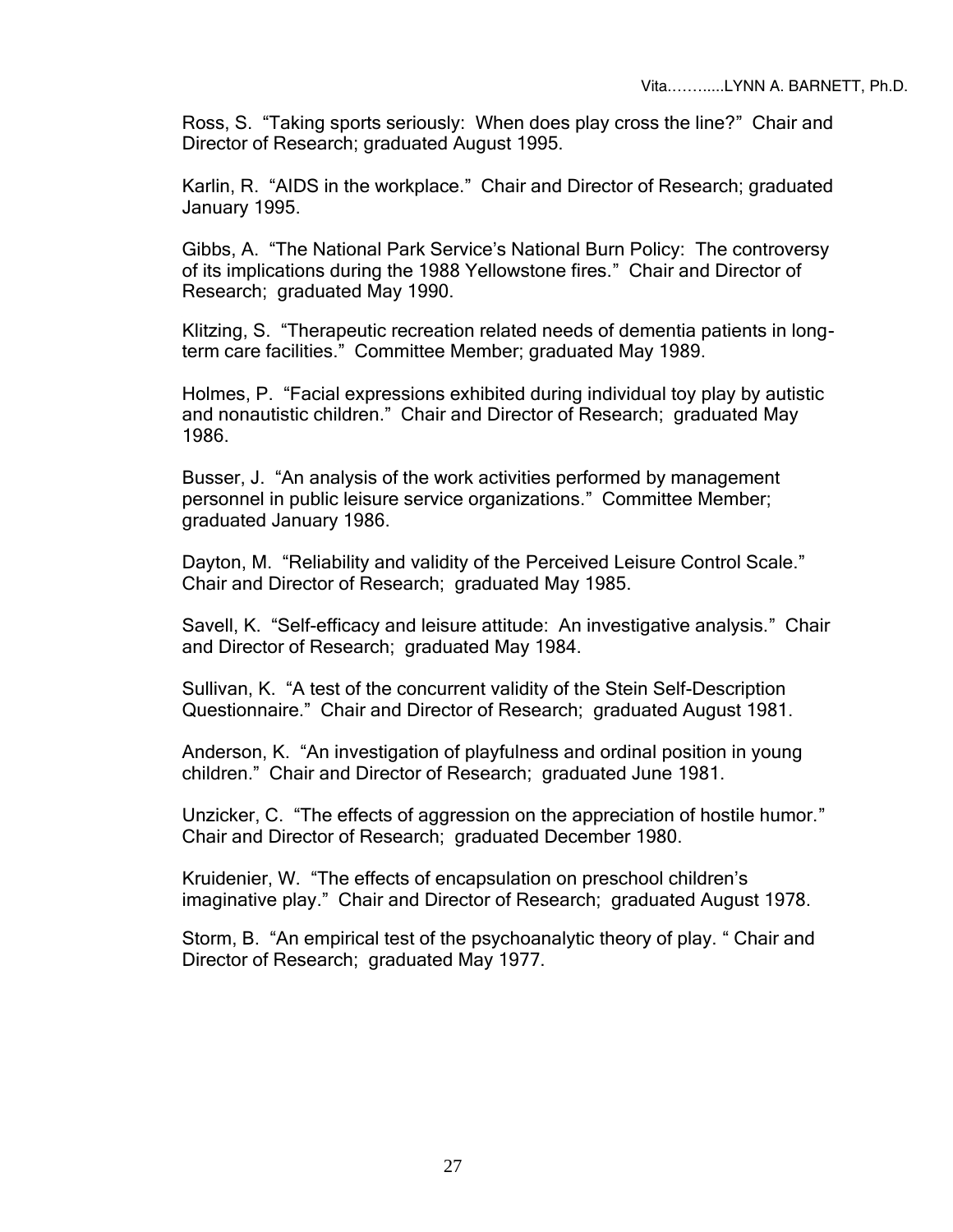Ross, S. “Taking sports seriously: When does play cross the line?” Chair and Director of Research; graduated August 1995.

Karlin, R. “AIDS in the workplace.” Chair and Director of Research; graduated January 1995.

Gibbs, A. “The National Park Service’s National Burn Policy: The controversy of its implications during the 1988 Yellowstone fires.” Chair and Director of Research; graduated May 1990.

Klitzing, S. “Therapeutic recreation related needs of dementia patients in long-term care facilities.” Committee Member; graduated May 1989.

Holmes, P. “Facial expressions exhibited during individual toy play by autistic and nonautistic children.” Chair and Director of Research; graduated May 1986.

Busser, J. “An analysis of the work activities performed by management personnel in public leisure service organizations.” Committee Member; graduated January 1986.

Dayton, M. “Reliability and validity of the Perceived Leisure Control Scale.” Chair and Director of Research; graduated May 1985.

Savell, K. “Self-efficacy and leisure attitude: An investigative analysis.” Chair and Director of Research; graduated May 1984.

Sullivan, K. “A test of the concurrent validity of the Stein Self-Description Questionnaire.” Chair and Director of Research; graduated August 1981.

Anderson, K. “An investigation of playfulness and ordinal position in young children.” Chair and Director of Research; graduated June 1981.

Unzicker, C. “The effects of aggression on the appreciation of hostile humor.” Chair and Director of Research; graduated December 1980.

Kruidenier, W. “The effects of encapsulation on preschool children’s imaginative play.” Chair and Director of Research; graduated August 1978.

Storm, B. “An empirical test of the psychoanalytic theory of play. “ Chair and Director of Research; graduated May 1977.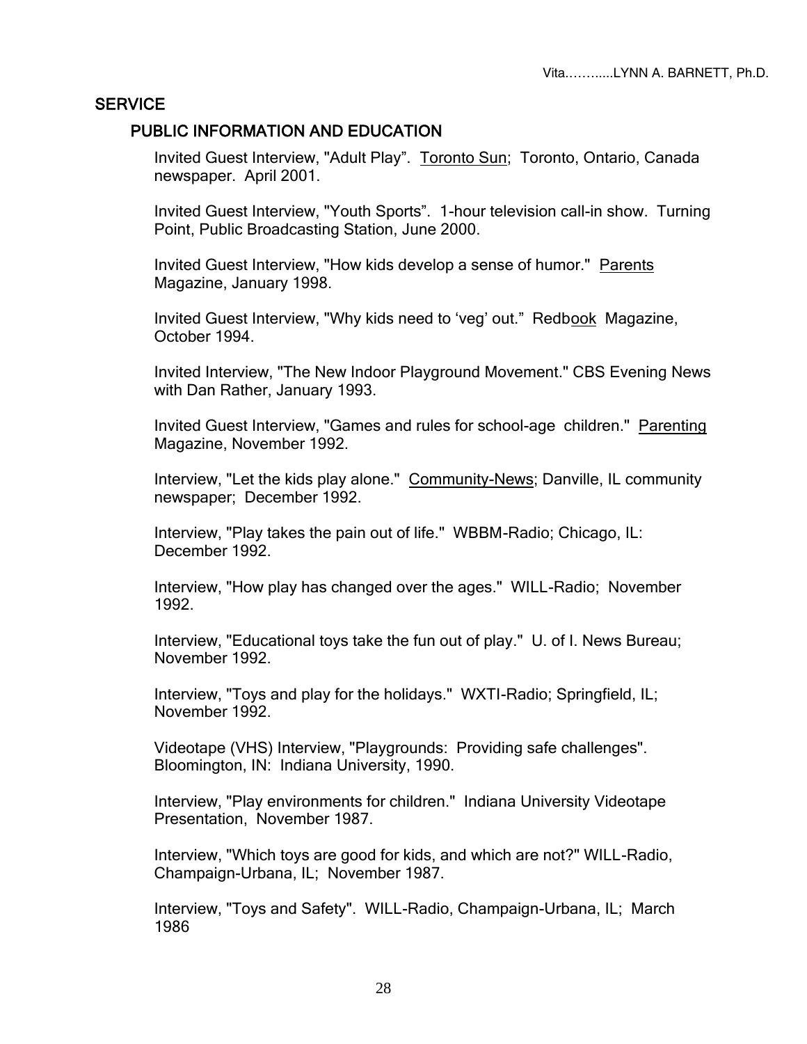## SERVICE

### PUBLIC INFORMATION AND EDUCATION

Invited Guest Interview, "Adult Play". Toronto Sun; Toronto, Ontario, Canada newspaper. April 2001.

Invited Guest Interview, "Youth Sports". 1-hour television call-in show. Turning Point, Public Broadcasting Station, June 2000.

Invited Guest Interview, "How kids develop a sense of humor." Parents Magazine, January 1998.

Invited Guest Interview, "Why kids need to 'veg' out." Redbook Magazine, October 1994.

Invited Interview, "The New Indoor Playground Movement." CBS Evening News with Dan Rather, January 1993.

Invited Guest Interview, "Games and rules for school-age children." Parenting Magazine, November 1992.

Interview, "Let the kids play alone." Community-News; Danville, IL community newspaper; December 1992.

Interview, "Play takes the pain out of life." WBBM-Radio; Chicago, IL: December 1992.

Interview, "How play has changed over the ages." WILL-Radio; November 1992.

Interview, "Educational toys take the fun out of play." U. of I. News Bureau; November 1992.

Interview, "Toys and play for the holidays." WXTI-Radio; Springfield, IL; November 1992.

Videotape (VHS) Interview, "Playgrounds: Providing safe challenges". Bloomington, IN: Indiana University, 1990.

Interview, "Play environments for children." Indiana University Videotape Presentation, November 1987.

Interview, "Which toys are good for kids, and which are not?" WILL-Radio, Champaign-Urbana, IL; November 1987.

Interview, "Toys and Safety". WILL-Radio, Champaign-Urbana, IL; March 1986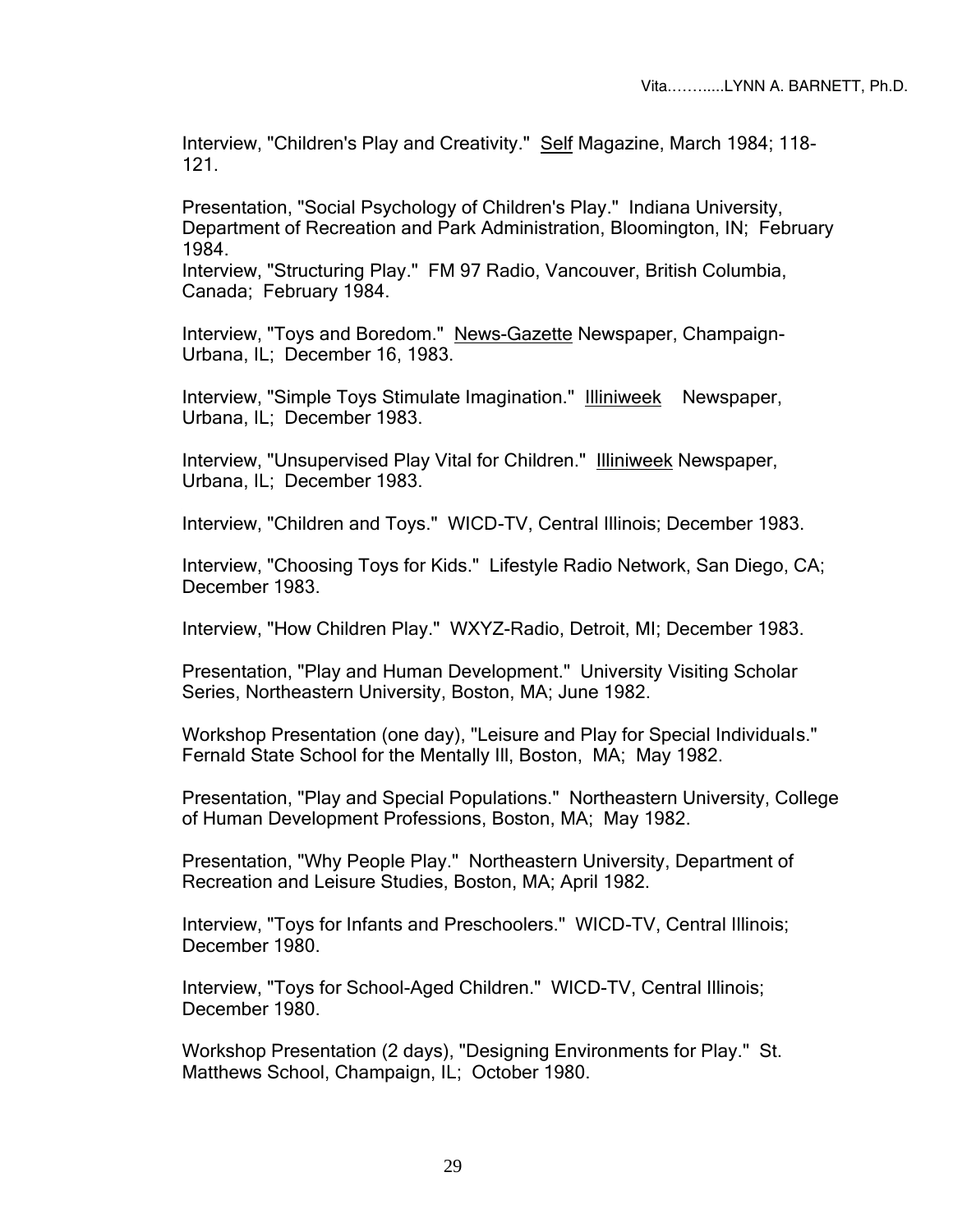Interview, "Children's Play and Creativity." Self Magazine, March 1984; 118-121.

Presentation, "Social Psychology of Children's Play." Indiana University, Department of Recreation and Park Administration, Bloomington, IN; February 1984.
Interview, "Structuring Play." FM 97 Radio, Vancouver, British Columbia, Canada; February 1984.

Interview, "Toys and Boredom." News-Gazette Newspaper, Champaign-Urbana, IL; December 16, 1983.

Interview, "Simple Toys Stimulate Imagination." Illiniweek Newspaper, Urbana, IL; December 1983.

Interview, "Unsupervised Play Vital for Children." Illiniweek Newspaper, Urbana, IL; December 1983.

Interview, "Children and Toys." WICD-TV, Central Illinois; December 1983.

Interview, "Choosing Toys for Kids." Lifestyle Radio Network, San Diego, CA; December 1983.

Interview, "How Children Play." WXYZ-Radio, Detroit, MI; December 1983.

Presentation, "Play and Human Development." University Visiting Scholar Series, Northeastern University, Boston, MA; June 1982.

Workshop Presentation (one day), "Leisure and Play for Special Individuals." Fernald State School for the Mentally Ill, Boston, MA; May 1982.

Presentation, "Play and Special Populations." Northeastern University, College of Human Development Professions, Boston, MA; May 1982.

Presentation, "Why People Play." Northeastern University, Department of Recreation and Leisure Studies, Boston, MA; April 1982.

Interview, "Toys for Infants and Preschoolers." WICD-TV, Central Illinois; December 1980.

Interview, "Toys for School-Aged Children." WICD-TV, Central Illinois; December 1980.

Workshop Presentation (2 days), "Designing Environments for Play." St. Matthews School, Champaign, IL; October 1980.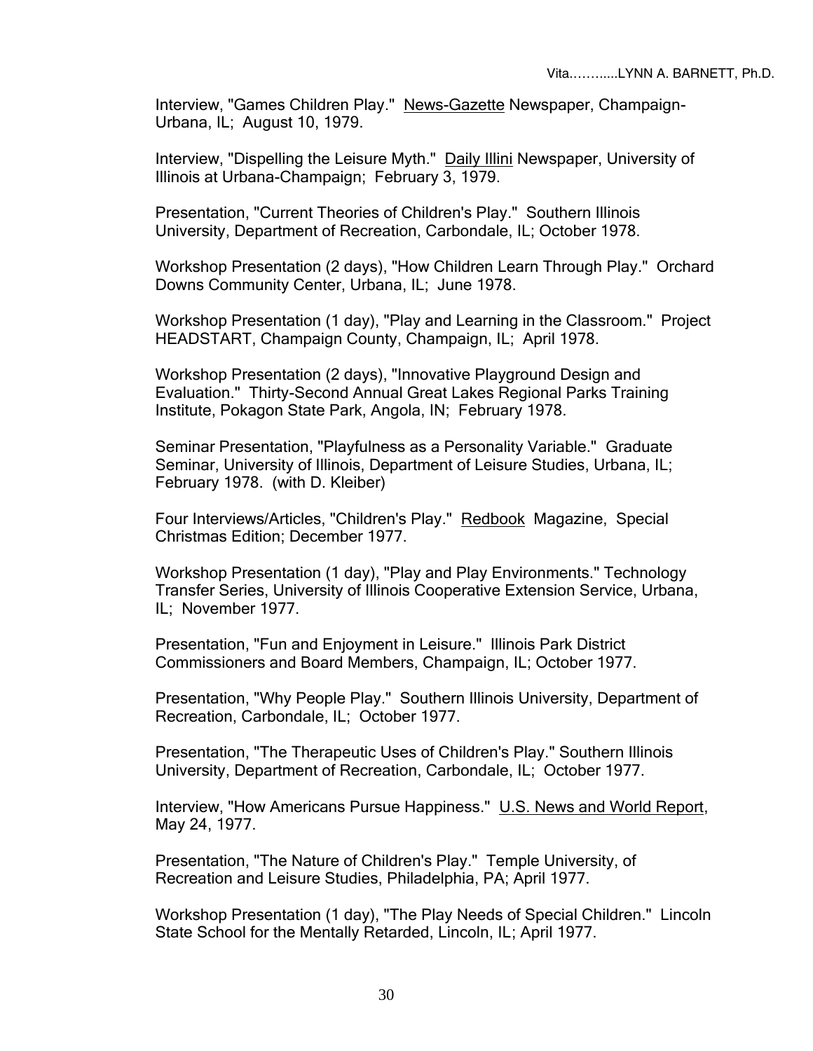Interview, "Games Children Play." News-Gazette Newspaper, Champaign-Urbana, IL; August 10, 1979.

Interview, "Dispelling the Leisure Myth." Daily Illini Newspaper, University of Illinois at Urbana-Champaign; February 3, 1979.

Presentation, "Current Theories of Children's Play." Southern Illinois University, Department of Recreation, Carbondale, IL; October 1978.

Workshop Presentation (2 days), "How Children Learn Through Play." Orchard Downs Community Center, Urbana, IL; June 1978.

Workshop Presentation (1 day), "Play and Learning in the Classroom." Project HEADSTART, Champaign County, Champaign, IL; April 1978.

Workshop Presentation (2 days), "Innovative Playground Design and Evaluation." Thirty-Second Annual Great Lakes Regional Parks Training Institute, Pokagon State Park, Angola, IN; February 1978.

Seminar Presentation, "Playfulness as a Personality Variable." Graduate Seminar, University of Illinois, Department of Leisure Studies, Urbana, IL; February 1978. (with D. Kleiber)

Four Interviews/Articles, "Children's Play." Redbook Magazine, Special Christmas Edition; December 1977.

Workshop Presentation (1 day), "Play and Play Environments." Technology Transfer Series, University of Illinois Cooperative Extension Service, Urbana, IL; November 1977.

Presentation, "Fun and Enjoyment in Leisure." Illinois Park District Commissioners and Board Members, Champaign, IL; October 1977.

Presentation, "Why People Play." Southern Illinois University, Department of Recreation, Carbondale, IL; October 1977.

Presentation, "The Therapeutic Uses of Children's Play." Southern Illinois University, Department of Recreation, Carbondale, IL; October 1977.

Interview, "How Americans Pursue Happiness." U.S. News and World Report, May 24, 1977.

Presentation, "The Nature of Children's Play." Temple University, of Recreation and Leisure Studies, Philadelphia, PA; April 1977.

Workshop Presentation (1 day), "The Play Needs of Special Children." Lincoln State School for the Mentally Retarded, Lincoln, IL; April 1977.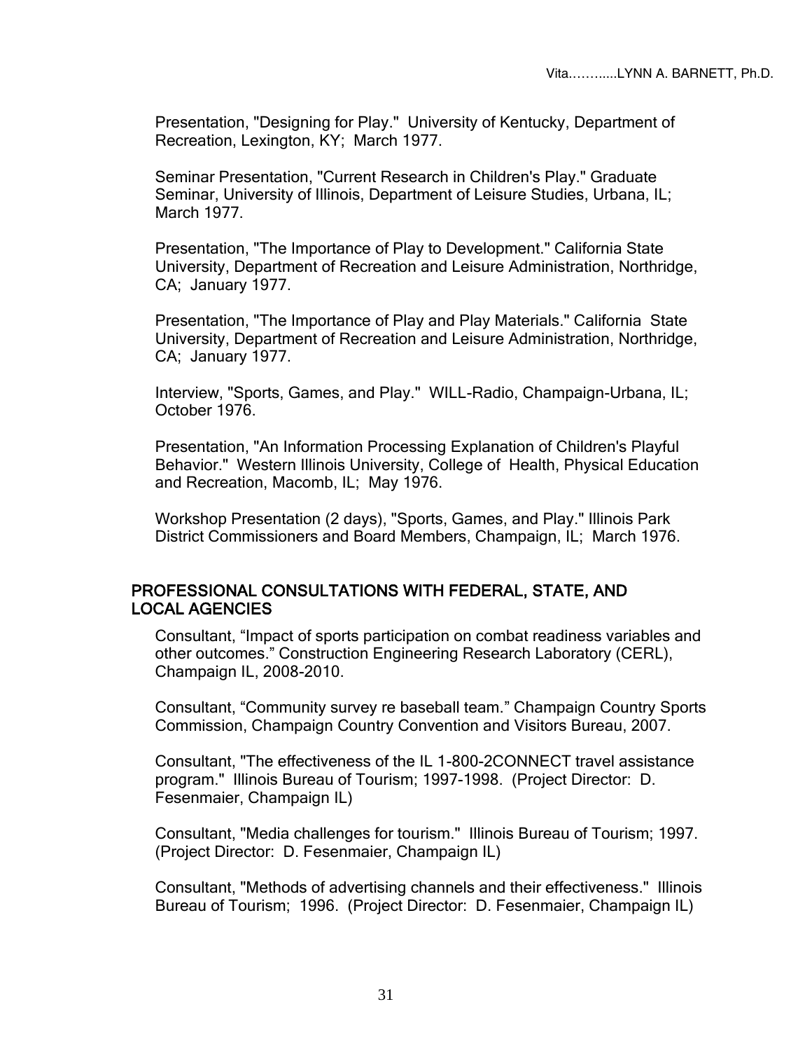Presentation, "Designing for Play." University of Kentucky, Department of Recreation, Lexington, KY; March 1977.

Seminar Presentation, "Current Research in Children's Play." Graduate Seminar, University of Illinois, Department of Leisure Studies, Urbana, IL; March 1977.

Presentation, "The Importance of Play to Development." California State University, Department of Recreation and Leisure Administration, Northridge, CA; January 1977.

Presentation, "The Importance of Play and Play Materials." California State University, Department of Recreation and Leisure Administration, Northridge, CA; January 1977.

Interview, "Sports, Games, and Play." WILL-Radio, Champaign-Urbana, IL; October 1976.

Presentation, "An Information Processing Explanation of Children's Playful Behavior." Western Illinois University, College of Health, Physical Education and Recreation, Macomb, IL; May 1976.

Workshop Presentation (2 days), "Sports, Games, and Play." Illinois Park District Commissioners and Board Members, Champaign, IL; March 1976.

## PROFESSIONAL CONSULTATIONS WITH FEDERAL, STATE, AND LOCAL AGENCIES

Consultant, "Impact of sports participation on combat readiness variables and other outcomes." Construction Engineering Research Laboratory (CERL), Champaign IL, 2008-2010.

Consultant, "Community survey re baseball team." Champaign Country Sports Commission, Champaign Country Convention and Visitors Bureau, 2007.

Consultant, "The effectiveness of the IL 1-800-2CONNECT travel assistance program." Illinois Bureau of Tourism; 1997-1998. (Project Director: D. Fesenmaier, Champaign IL)

Consultant, "Media challenges for tourism." Illinois Bureau of Tourism; 1997. (Project Director: D. Fesenmaier, Champaign IL)

Consultant, "Methods of advertising channels and their effectiveness." Illinois Bureau of Tourism; 1996. (Project Director: D. Fesenmaier, Champaign IL)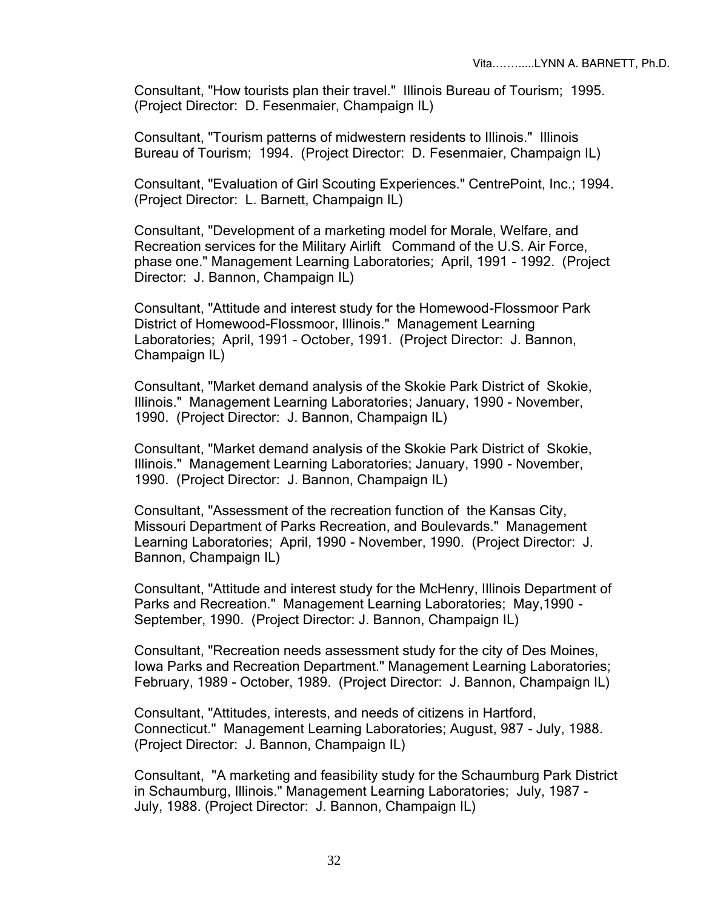Consultant, "How tourists plan their travel." Illinois Bureau of Tourism; 1995. (Project Director: D. Fesenmaier, Champaign IL)

Consultant, "Tourism patterns of midwestern residents to Illinois." Illinois Bureau of Tourism; 1994. (Project Director: D. Fesenmaier, Champaign IL)

Consultant, "Evaluation of Girl Scouting Experiences." CentrePoint, Inc.; 1994. (Project Director: L. Barnett, Champaign IL)

Consultant, "Development of a marketing model for Morale, Welfare, and Recreation services for the Military Airlift Command of the U.S. Air Force, phase one." Management Learning Laboratories; April, 1991 - 1992. (Project Director: J. Bannon, Champaign IL)

Consultant, "Attitude and interest study for the Homewood-Flossmoor Park District of Homewood-Flossmoor, Illinois." Management Learning Laboratories; April, 1991 - October, 1991. (Project Director: J. Bannon, Champaign IL)

Consultant, "Market demand analysis of the Skokie Park District of Skokie, Illinois." Management Learning Laboratories; January, 1990 - November, 1990. (Project Director: J. Bannon, Champaign IL)

Consultant, "Market demand analysis of the Skokie Park District of Skokie, Illinois." Management Learning Laboratories; January, 1990 - November, 1990. (Project Director: J. Bannon, Champaign IL)

Consultant, "Assessment of the recreation function of the Kansas City, Missouri Department of Parks Recreation, and Boulevards." Management Learning Laboratories; April, 1990 - November, 1990. (Project Director: J. Bannon, Champaign IL)

Consultant, "Attitude and interest study for the McHenry, Illinois Department of Parks and Recreation." Management Learning Laboratories; May,1990 - September, 1990. (Project Director: J. Bannon, Champaign IL)

Consultant, "Recreation needs assessment study for the city of Des Moines, Iowa Parks and Recreation Department." Management Learning Laboratories; February, 1989 - October, 1989. (Project Director: J. Bannon, Champaign IL)

Consultant, "Attitudes, interests, and needs of citizens in Hartford, Connecticut." Management Learning Laboratories; August, 987 - July, 1988. (Project Director: J. Bannon, Champaign IL)

Consultant, "A marketing and feasibility study for the Schaumburg Park District in Schaumburg, Illinois." Management Learning Laboratories; July, 1987 - July, 1988. (Project Director: J. Bannon, Champaign IL)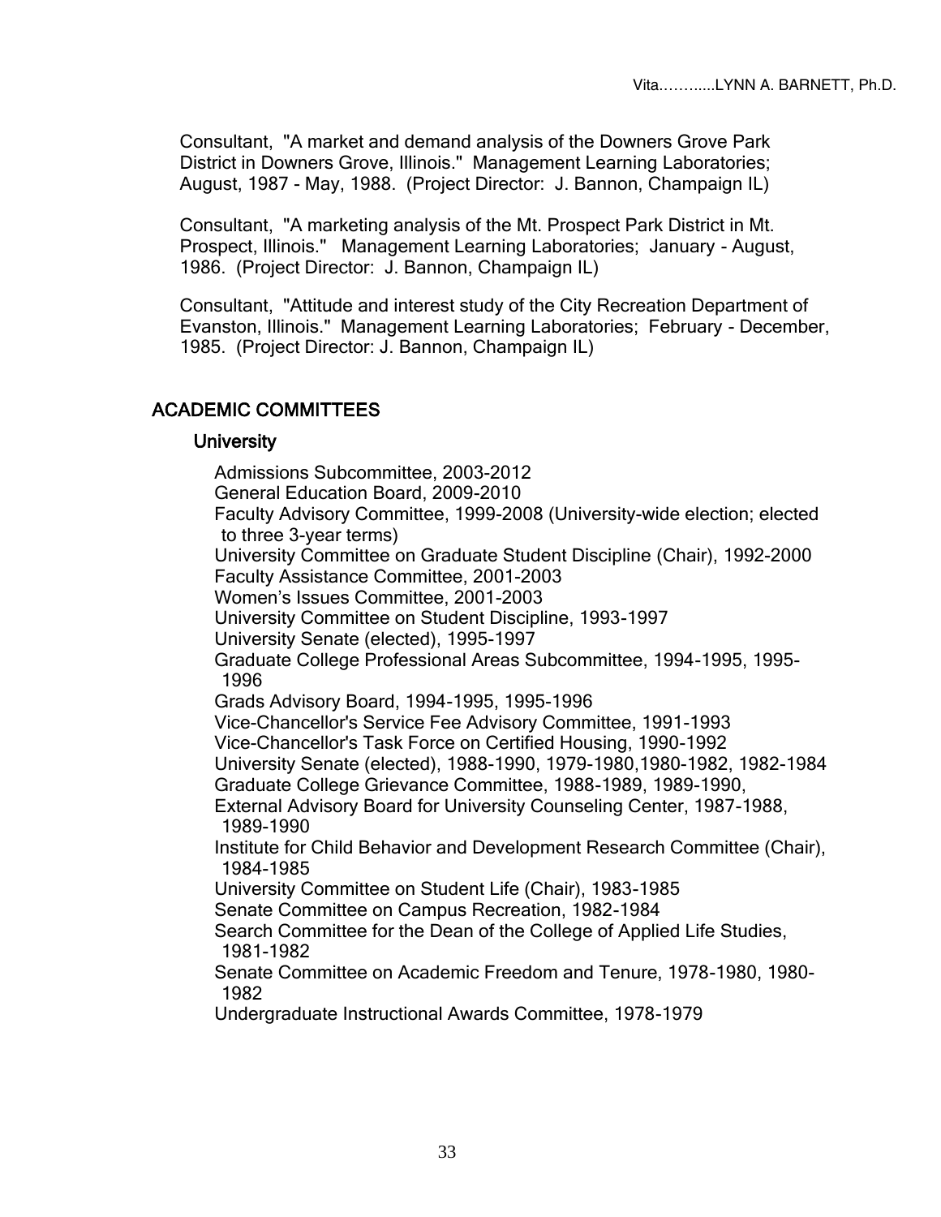Consultant, "A market and demand analysis of the Downers Grove Park District in Downers Grove, Illinois." Management Learning Laboratories; August, 1987 - May, 1988. (Project Director: J. Bannon, Champaign IL)

Consultant, "A marketing analysis of the Mt. Prospect Park District in Mt. Prospect, Illinois." Management Learning Laboratories; January - August, 1986. (Project Director: J. Bannon, Champaign IL)

Consultant, "Attitude and interest study of the City Recreation Department of Evanston, Illinois." Management Learning Laboratories; February - December, 1985. (Project Director: J. Bannon, Champaign IL)

## ACADEMIC COMMITTEES

### University

Admissions Subcommittee, 2003-2012
General Education Board, 2009-2010
Faculty Advisory Committee, 1999-2008 (University-wide election; elected to three 3-year terms)
University Committee on Graduate Student Discipline (Chair), 1992-2000
Faculty Assistance Committee, 2001-2003
Women's Issues Committee, 2001-2003
University Committee on Student Discipline, 1993-1997
University Senate (elected), 1995-1997
Graduate College Professional Areas Subcommittee, 1994-1995, 1995-1996
Grads Advisory Board, 1994-1995, 1995-1996
Vice-Chancellor's Service Fee Advisory Committee, 1991-1993
Vice-Chancellor's Task Force on Certified Housing, 1990-1992
University Senate (elected), 1988-1990, 1979-1980,1980-1982, 1982-1984
Graduate College Grievance Committee, 1988-1989, 1989-1990,
External Advisory Board for University Counseling Center, 1987-1988, 1989-1990
Institute for Child Behavior and Development Research Committee (Chair), 1984-1985
University Committee on Student Life (Chair), 1983-1985
Senate Committee on Campus Recreation, 1982-1984
Search Committee for the Dean of the College of Applied Life Studies, 1981-1982
Senate Committee on Academic Freedom and Tenure, 1978-1980, 1980-1982
Undergraduate Instructional Awards Committee, 1978-1979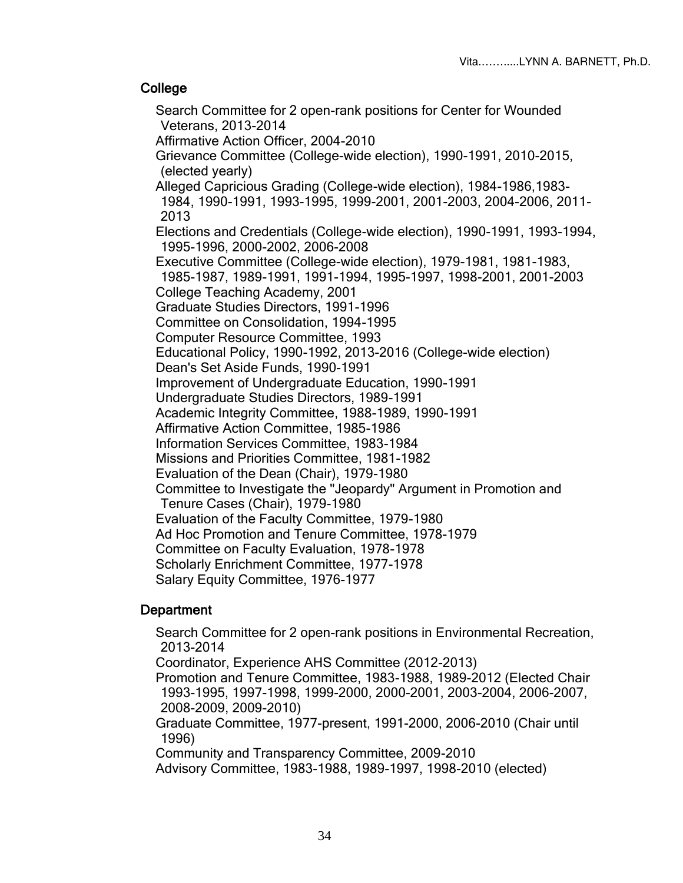## College

- Search Committee for 2 open-rank positions for Center for Wounded Veterans, 2013-2014
- Affirmative Action Officer, 2004-2010
- Grievance Committee (College-wide election), 1990-1991, 2010-2015, (elected yearly)
- Alleged Capricious Grading (College-wide election), 1984-1986,1983-1984, 1990-1991, 1993-1995, 1999-2001, 2001-2003, 2004-2006, 2011-2013
- Elections and Credentials (College-wide election), 1990-1991, 1993-1994, 1995-1996, 2000-2002, 2006-2008
- Executive Committee (College-wide election), 1979-1981, 1981-1983, 1985-1987, 1989-1991, 1991-1994, 1995-1997, 1998-2001, 2001-2003
- College Teaching Academy, 2001
- Graduate Studies Directors, 1991-1996
- Committee on Consolidation, 1994-1995
- Computer Resource Committee, 1993
- Educational Policy, 1990-1992, 2013-2016 (College-wide election)
- Dean's Set Aside Funds, 1990-1991
- Improvement of Undergraduate Education, 1990-1991
- Undergraduate Studies Directors, 1989-1991
- Academic Integrity Committee, 1988-1989, 1990-1991
- Affirmative Action Committee, 1985-1986
- Information Services Committee, 1983-1984
- Missions and Priorities Committee, 1981-1982
- Evaluation of the Dean (Chair), 1979-1980
- Committee to Investigate the "Jeopardy" Argument in Promotion and Tenure Cases (Chair), 1979-1980
- Evaluation of the Faculty Committee, 1979-1980
- Ad Hoc Promotion and Tenure Committee, 1978-1979
- Committee on Faculty Evaluation, 1978-1978
- Scholarly Enrichment Committee, 1977-1978
- Salary Equity Committee, 1976-1977

## Department

- Search Committee for 2 open-rank positions in Environmental Recreation, 2013-2014
- Coordinator, Experience AHS Committee (2012-2013)
- Promotion and Tenure Committee, 1983-1988, 1989-2012 (Elected Chair 1993-1995, 1997-1998, 1999-2000, 2000-2001, 2003-2004, 2006-2007, 2008-2009, 2009-2010)
- Graduate Committee, 1977-present, 1991-2000, 2006-2010 (Chair until 1996)
- Community and Transparency Committee, 2009-2010
- Advisory Committee, 1983-1988, 1989-1997, 1998-2010 (elected)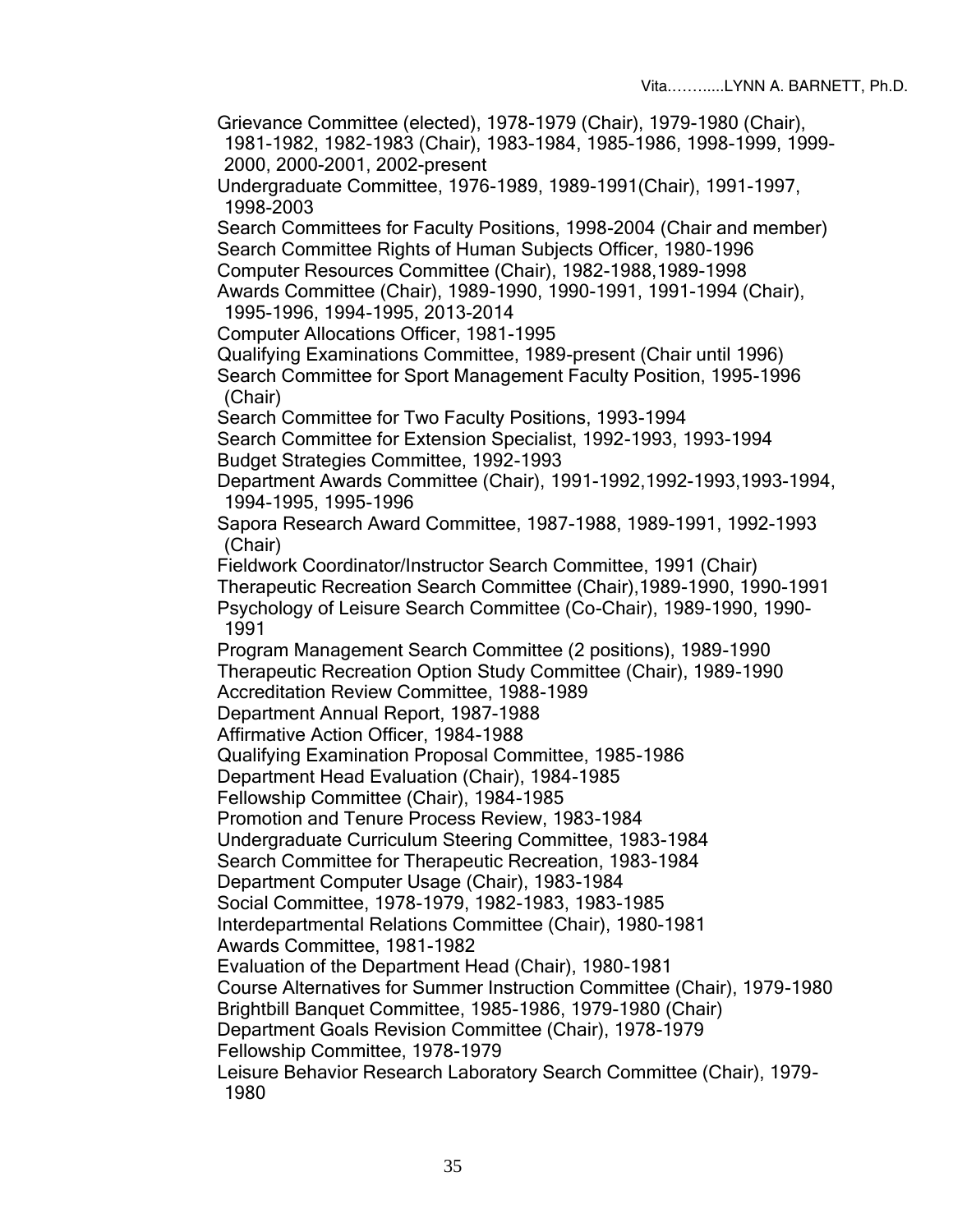Grievance Committee (elected), 1978-1979 (Chair), 1979-1980 (Chair), 1981-1982, 1982-1983 (Chair), 1983-1984, 1985-1986, 1998-1999, 1999-2000, 2000-2001, 2002-present

Undergraduate Committee, 1976-1989, 1989-1991(Chair), 1991-1997, 1998-2003

Search Committees for Faculty Positions, 1998-2004 (Chair and member)

Search Committee Rights of Human Subjects Officer, 1980-1996

Computer Resources Committee (Chair), 1982-1988,1989-1998

Awards Committee (Chair), 1989-1990, 1990-1991, 1991-1994 (Chair), 1995-1996, 1994-1995, 2013-2014

Computer Allocations Officer, 1981-1995

Qualifying Examinations Committee, 1989-present (Chair until 1996)

Search Committee for Sport Management Faculty Position, 1995-1996 (Chair)

Search Committee for Two Faculty Positions, 1993-1994

Search Committee for Extension Specialist, 1992-1993, 1993-1994

Budget Strategies Committee, 1992-1993

Department Awards Committee (Chair), 1991-1992,1992-1993,1993-1994, 1994-1995, 1995-1996

Sapora Research Award Committee, 1987-1988, 1989-1991, 1992-1993 (Chair)

Fieldwork Coordinator/Instructor Search Committee, 1991 (Chair)

Therapeutic Recreation Search Committee (Chair),1989-1990, 1990-1991

Psychology of Leisure Search Committee (Co-Chair), 1989-1990, 1990-1991

Program Management Search Committee (2 positions), 1989-1990

Therapeutic Recreation Option Study Committee (Chair), 1989-1990

Accreditation Review Committee, 1988-1989

Department Annual Report, 1987-1988

Affirmative Action Officer, 1984-1988

Qualifying Examination Proposal Committee, 1985-1986

Department Head Evaluation (Chair), 1984-1985

Fellowship Committee (Chair), 1984-1985

Promotion and Tenure Process Review, 1983-1984

Undergraduate Curriculum Steering Committee, 1983-1984

Search Committee for Therapeutic Recreation, 1983-1984

Department Computer Usage (Chair), 1983-1984

Social Committee, 1978-1979, 1982-1983, 1983-1985

Interdepartmental Relations Committee (Chair), 1980-1981

Awards Committee, 1981-1982

Evaluation of the Department Head (Chair), 1980-1981

Course Alternatives for Summer Instruction Committee (Chair), 1979-1980

Brightbill Banquet Committee, 1985-1986, 1979-1980 (Chair)

Department Goals Revision Committee (Chair), 1978-1979

Fellowship Committee, 1978-1979

Leisure Behavior Research Laboratory Search Committee (Chair), 1979-1980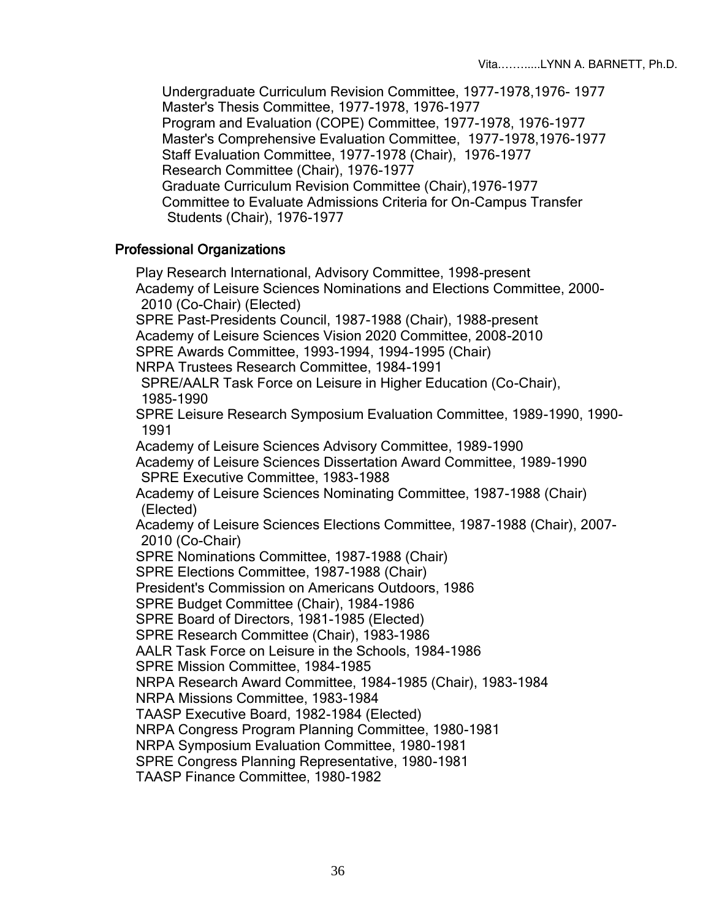Undergraduate Curriculum Revision Committee, 1977-1978,1976- 1977
Master's Thesis Committee, 1977-1978, 1976-1977
Program and Evaluation (COPE) Committee, 1977-1978, 1976-1977
Master's Comprehensive Evaluation Committee, 1977-1978,1976-1977
Staff Evaluation Committee, 1977-1978 (Chair), 1976-1977
Research Committee (Chair), 1976-1977
Graduate Curriculum Revision Committee (Chair),1976-1977
Committee to Evaluate Admissions Criteria for On-Campus Transfer Students (Chair), 1976-1977

## Professional Organizations

Play Research International, Advisory Committee, 1998-present
Academy of Leisure Sciences Nominations and Elections Committee, 2000-2010 (Co-Chair) (Elected)
SPRE Past-Presidents Council, 1987-1988 (Chair), 1988-present
Academy of Leisure Sciences Vision 2020 Committee, 2008-2010
SPRE Awards Committee, 1993-1994, 1994-1995 (Chair)
NRPA Trustees Research Committee, 1984-1991
SPRE/AALR Task Force on Leisure in Higher Education (Co-Chair), 1985-1990
SPRE Leisure Research Symposium Evaluation Committee, 1989-1990, 1990-1991
Academy of Leisure Sciences Advisory Committee, 1989-1990
Academy of Leisure Sciences Dissertation Award Committee, 1989-1990
SPRE Executive Committee, 1983-1988
Academy of Leisure Sciences Nominating Committee, 1987-1988 (Chair) (Elected)
Academy of Leisure Sciences Elections Committee, 1987-1988 (Chair), 2007-2010 (Co-Chair)
SPRE Nominations Committee, 1987-1988 (Chair)
SPRE Elections Committee, 1987-1988 (Chair)
President's Commission on Americans Outdoors, 1986
SPRE Budget Committee (Chair), 1984-1986
SPRE Board of Directors, 1981-1985 (Elected)
SPRE Research Committee (Chair), 1983-1986
AALR Task Force on Leisure in the Schools, 1984-1986
SPRE Mission Committee, 1984-1985
NRPA Research Award Committee, 1984-1985 (Chair), 1983-1984
NRPA Missions Committee, 1983-1984
TAASP Executive Board, 1982-1984 (Elected)
NRPA Congress Program Planning Committee, 1980-1981
NRPA Symposium Evaluation Committee, 1980-1981
SPRE Congress Planning Representative, 1980-1981
TAASP Finance Committee, 1980-1982